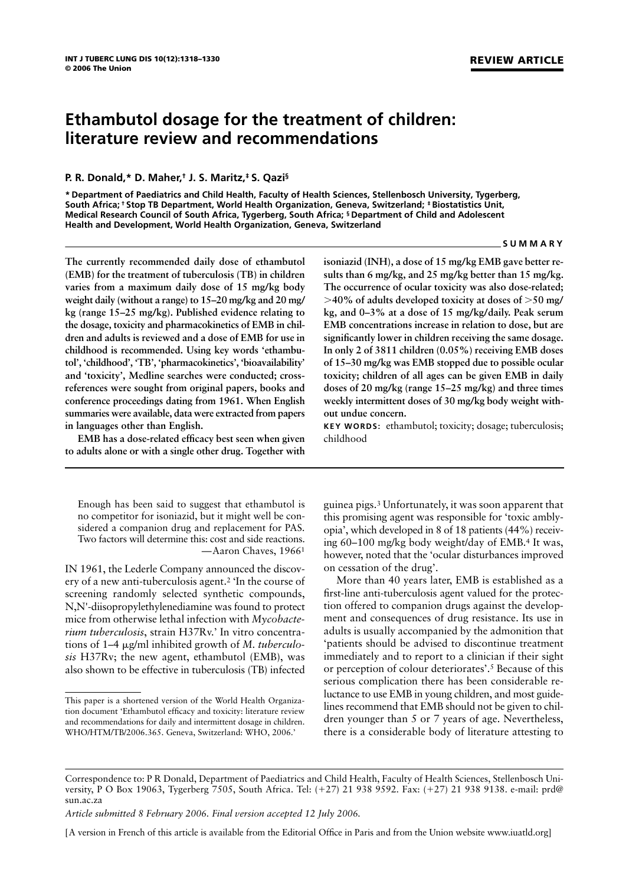REVIEW ARTICLE

# Ethambutol dosage for the treatment of children: literature review and recommendations

**P. R. Donald,* D. Maher,† J. S. Maritz,‡ S. Qazi§**

**\* Department of Paediatrics and Child Health, Faculty of Health Sciences, Stellenbosch University, Tygerberg, South Africa; † Stop TB Department, World Health Organization, Geneva, Switzerland; ‡ Biostatistics Unit, Medical Research Council of South Africa, Tygerberg, South Africa; § Department of Child and Adolescent Health and Development, World Health Organization, Geneva, Switzerland**

## SUMMARY

**The currently recommended daily dose of ethambutol (EMB) for the treatment of tuberculosis (TB) in children varies from a maximum daily dose of 15 mg/kg body weight daily (without a range) to 15–20 mg/kg and 20 mg/kg (range 15–25 mg/kg). Published evidence relating to the dosage, toxicity and pharmacokinetics of EMB in children and adults is reviewed and a dose of EMB for use in childhood is recommended. Using key words 'ethambutol', 'childhood', 'TB', 'pharmacokinetics', 'bioavailability' and 'toxicity', Medline searches were conducted; cross-references were sought from original papers, books and conference proceedings dating from 1961. When English summaries were available, data were extracted from papers in languages other than English.**

**EMB has a dose-related efficacy best seen when given to adults alone or with a single other drug. Together with isoniazid (INH), a dose of 15 mg/kg EMB gave better results than 6 mg/kg, and 25 mg/kg better than 15 mg/kg. The occurrence of ocular toxicity was also dose-related; >40% of adults developed toxicity at doses of >50 mg/kg, and 0–3% at a dose of 15 mg/kg/daily. Peak serum EMB concentrations increase in relation to dose, but are significantly lower in children receiving the same dosage. In only 2 of 3811 children (0.05%) receiving EMB doses of 15–30 mg/kg was EMB stopped due to possible ocular toxicity; children of all ages can be given EMB in daily doses of 20 mg/kg (range 15–25 mg/kg) and three times weekly intermittent doses of 30 mg/kg body weight without undue concern.**

**KEY WORDS:** ethambutol; toxicity; dosage; tuberculosis; childhood

> Enough has been said to suggest that ethambutol is no competitor for isoniazid, but it might well be considered a companion drug and replacement for PAS. Two factors will determine this: cost and side reactions.
> —Aaron Chaves, 1966[1]

IN 1961, the Lederle Company announced the discovery of a new anti-tuberculosis agent.[2] 'In the course of screening randomly selected synthetic compounds, N,N'-diisopropylethylenediamine was found to protect mice from otherwise lethal infection with *Mycobacterium tuberculosis*, strain H37Rv.' In vitro concentrations of 1–4 μg/ml inhibited growth of *M. tuberculosis* H37Rv; the new agent, ethambutol (EMB), was also shown to be effective in tuberculosis (TB) infected guinea pigs.[3] Unfortunately, it was soon apparent that this promising agent was responsible for 'toxic amblyopia', which developed in 8 of 18 patients (44%) receiving 60–100 mg/kg body weight/day of EMB.[4] It was, however, noted that the 'ocular disturbances improved on cessation of the drug'.

More than 40 years later, EMB is established as a first-line anti-tuberculosis agent valued for the protection offered to companion drugs against the development and consequences of drug resistance. Its use in adults is usually accompanied by the admonition that 'patients should be advised to discontinue treatment immediately and to report to a clinician if their sight or perception of colour deteriorates'.[5] Because of this serious complication there has been considerable reluctance to use EMB in young children, and most guidelines recommend that EMB should not be given to children younger than 5 or 7 years of age. Nevertheless, there is a considerable body of literature attesting to

This paper is a shortened version of the World Health Organization document 'Ethambutol efficacy and toxicity: literature review and recommendations for daily and intermittent dosage in children. WHO/HTM/TB/2006.365. Geneva, Switzerland: WHO, 2006.'

Correspondence to: P R Donald, Department of Paediatrics and Child Health, Faculty of Health Sciences, Stellenbosch University, P O Box 19063, Tygerberg 7505, South Africa. Tel: (+27) 21 938 9592. Fax: (+27) 21 938 9138. e-mail: prd@sun.ac.za

*Article submitted 8 February 2006. Final version accepted 12 July 2006.*

[A version in French of this article is available from the Editorial Office in Paris and from the Union website www.iuatld.org]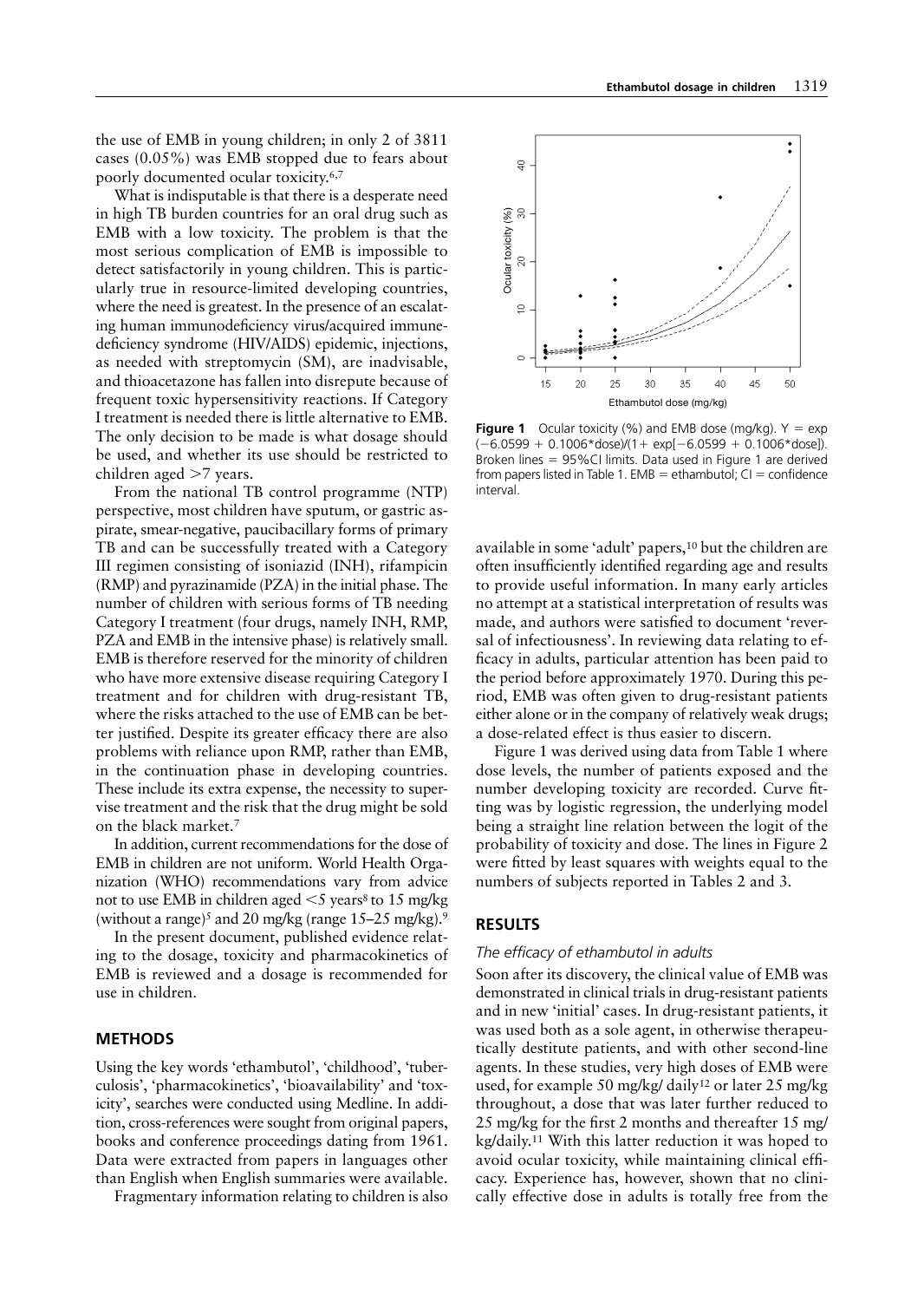the use of EMB in young children; in only 2 of 3811 cases (0.05%) was EMB stopped due to fears about poorly documented ocular toxicity.[6,7]

What is indisputable is that there is a desperate need in high TB burden countries for an oral drug such as EMB with a low toxicity. The problem is that the most serious complication of EMB is impossible to detect satisfactorily in young children. This is particularly true in resource-limited developing countries, where the need is greatest. In the presence of an escalating human immunodeficiency virus/acquired immunedeficiency syndrome (HIV/AIDS) epidemic, injections, as needed with streptomycin (SM), are inadvisable, and thioacetazone has fallen into disrepute because of frequent toxic hypersensitivity reactions. If Category I treatment is needed there is little alternative to EMB. The only decision to be made is what dosage should be used, and whether its use should be restricted to children aged >7 years.

From the national TB control programme (NTP) perspective, most children have sputum, or gastric aspirate, smear-negative, paucibacillary forms of primary TB and can be successfully treated with a Category III regimen consisting of isoniazid (INH), rifampicin (RMP) and pyrazinamide (PZA) in the initial phase. The number of children with serious forms of TB needing Category I treatment (four drugs, namely INH, RMP, PZA and EMB in the intensive phase) is relatively small. EMB is therefore reserved for the minority of children who have more extensive disease requiring Category I treatment and for children with drug-resistant TB, where the risks attached to the use of EMB can be better justified. Despite its greater efficacy there are also problems with reliance upon RMP, rather than EMB, in the continuation phase in developing countries. These include its extra expense, the necessity to supervise treatment and the risk that the drug might be sold on the black market.[7]

In addition, current recommendations for the dose of EMB in children are not uniform. World Health Organization (WHO) recommendations vary from advice not to use EMB in children aged <5 years[8] to 15 mg/kg (without a range)[5] and 20 mg/kg (range 15–25 mg/kg).[9]

In the present document, published evidence relating to the dosage, toxicity and pharmacokinetics of EMB is reviewed and a dosage is recommended for use in children.

## METHODS

Using the key words 'ethambutol', 'childhood', 'tuberculosis', 'pharmacokinetics', 'bioavailability' and 'toxicity', searches were conducted using Medline. In addition, cross-references were sought from original papers, books and conference proceedings dating from 1961. Data were extracted from papers in languages other than English when English summaries were available.

Fragmentary information relating to children is also available in some 'adult' papers,[10] but the children are often insufficiently identified regarding age and results to provide useful information. In many early articles no attempt at a statistical interpretation of results was made, and authors were satisfied to document 'reversal of infectiousness'. In reviewing data relating to efficacy in adults, particular attention has been paid to the period before approximately 1970. During this period, EMB was often given to drug-resistant patients either alone or in the company of relatively weak drugs; a dose-related effect is thus easier to discern.

Figure 1 was derived using data from Table 1 where dose levels, the number of patients exposed and the number developing toxicity are recorded. Curve fitting was by logistic regression, the underlying model being a straight line relation between the logit of the probability of toxicity and dose. The lines in Figure 2 were fitted by least squares with weights equal to the numbers of subjects reported in Tables 2 and 3.

**Figure 1** Ocular toxicity (%) and EMB dose (mg/kg). $Y = \exp(-6.0599 + 0.1006{*}\text{dose})/(1 + \exp[-6.0599 + 0.1006{*}\text{dose}])$. Broken lines = 95%CI limits. Data used in Figure 1 are derived from papers listed in Table 1. EMB = ethambutol; CI = confidence interval.

## RESULTS

### The efficacy of ethambutol in adults

Soon after its discovery, the clinical value of EMB was demonstrated in clinical trials in drug-resistant patients and in new 'initial' cases. In drug-resistant patients, it was used both as a sole agent, in otherwise therapeutically destitute patients, and with other second-line agents. In these studies, very high doses of EMB were used, for example 50 mg/kg/ daily[12] or later 25 mg/kg throughout, a dose that was later further reduced to 25 mg/kg for the first 2 months and thereafter 15 mg/kg/daily.[11] With this latter reduction it was hoped to avoid ocular toxicity, while maintaining clinical efficacy. Experience has, however, shown that no clinically effective dose in adults is totally free from the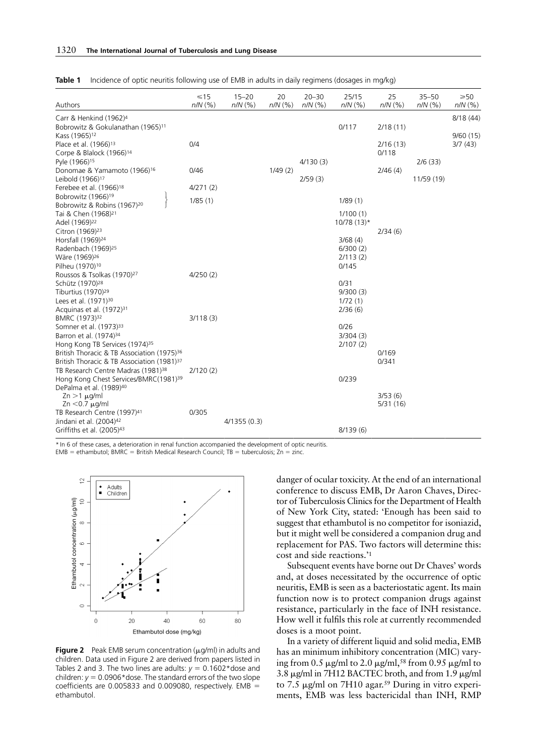**Table 1** Incidence of optic neuritis following use of EMB in adults in daily regimens (dosages in mg/kg)

| Authors | ⩽15 *n*/*N* (%) | 15–20 *n*/*N* (%) | 20 *n*/*N* (%) | 20–30 *n*/*N* (%) | 25/15 *n*/*N* (%) | 25 *n*/*N* (%) | 35–50 *n*/*N* (%) | ⩾50 *n*/*N* (%) |
|---|---|---|---|---|---|---|---|---|
| Carr & Henkind (1962)[4] | | | | | | | | 8/18 (44) |
| Bobrowitz & Gokulanathan (1965)[11] | | | | | 0/117 | 2/18 (11) | | |
| Kass (1965)[12] | | | | | | | | 9/60 (15) |
| Place et al. (1966)[13] | 0/4 | | | | | 2/16 (13) | | 3/7 (43) |
| Corpe & Blalock (1966)[14] | | | | | | 0/118 | | |
| Pyle (1966)[15] | | | | 4/130 (3) | | | 2/6 (33) | |
| Donomae & Yamamoto (1966)[16] | 0/46 | | 1/49 (2) | | | 2/46 (4) | | |
| Leibold (1966)[17] | | | | 2/59 (3) | | | 11/59 (19) | |
| Ferebee et al. (1966)[18] | 4/271 (2) | | | | | | | |
| Bobrowitz (1966)[19] / Bobrowitz & Robins (1967)[20] | 1/85 (1) | | | | 1/89 (1) | | | |
| Tai & Chen (1968)[21] | | | | | 1/100 (1) | | | |
| Adel (1969)[22] | | | | | 10/78 (13)* | | | |
| Citron (1969)[23] | | | | | | 2/34 (6) | | |
| Horsfall (1969)[24] | | | | | 3/68 (4) | | | |
| Radenbach (1969)[25] | | | | | 6/300 (2) | | | |
| Wäre (1969)[26] | | | | | 2/113 (2) | | | |
| Pilheu (1970)[10] | | | | | 0/145 | | | |
| Roussos & Tsolkas (1970)[27] | 4/250 (2) | | | | | | | |
| Schütz (1970)[28] | | | | | 0/31 | | | |
| Tiburtius (1970)[29] | | | | | 9/300 (3) | | | |
| Lees et al. (1971)[30] | | | | | 1/72 (1) | | | |
| Acquinas et al. (1972)[31] | | | | | 2/36 (6) | | | |
| BMRC (1973)[32] | 3/118 (3) | | | | | | | |
| Somner et al. (1973)[33] | | | | | 0/26 | | | |
| Barron et al. (1974)[34] | | | | | 3/304 (3) | | | |
| Hong Kong TB Services (1974)[35] | | | | | 2/107 (2) | | | |
| British Thoracic & TB Association (1975)[36] | | | | | | 0/169 | | |
| British Thoracic & TB Association (1981)[37] | | | | | | 0/341 | | |
| TB Research Centre Madras (1981)[38] | 2/120 (2) | | | | | | | |
| Hong Kong Chest Services/BMRC(1981)[39] | | | | | 0/239 | | | |
| DePalma et al. (1989)[40] | | | | | | | | |
| Zn >1 μg/ml | | | | | | 3/53 (6) | | |
| Zn <0.7 μg/ml | | | | | | 5/31 (16) | | |
| TB Research Centre (1997)[41] | 0/305 | | | | | | | |
| Jindani et al. (2004)[42] | | 4/1355 (0.3) | | | | | | |
| Griffiths et al. (2005)[43] | | | | | 8/139 (6) | | | |

\* In 6 of these cases, a deterioration in renal function accompanied the development of optic neuritis.
EMB = ethambutol; BMRC = British Medical Research Council; TB = tuberculosis; Zn = zinc.

**Figure 2** Peak EMB serum concentration (μg/ml) in adults and children. Data used in Figure 2 are derived from papers listed in Tables 2 and 3. The two lines are adults: $y = 0.1602*\text{dose}$ and children: $y = 0.0906*\text{dose}$. The standard errors of the two slope coefficients are 0.005833 and 0.009080, respectively. EMB = ethambutol.

danger of ocular toxicity. At the end of an international conference to discuss EMB, Dr Aaron Chaves, Director of Tuberculosis Clinics for the Department of Health of New York City, stated: 'Enough has been said to suggest that ethambutol is no competitor for isoniazid, but it might well be considered a companion drug and replacement for PAS. Two factors will determine this: cost and side reactions.'[1]

Subsequent events have borne out Dr Chaves' words and, at doses necessitated by the occurrence of optic neuritis, EMB is seen as a bacteriostatic agent. Its main function now is to protect companion drugs against resistance, particularly in the face of INH resistance. How well it fulfils this role at currently recommended doses is a moot point.

In a variety of different liquid and solid media, EMB has an minimum inhibitory concentration (MIC) varying from 0.5 μg/ml to 2.0 μg/ml,[58] from 0.95 μg/ml to 3.8 μg/ml in 7H12 BACTEC broth, and from 1.9 μg/ml to 7.5 μg/ml on 7H10 agar.[59] During in vitro experiments, EMB was less bactericidal than INH, RMP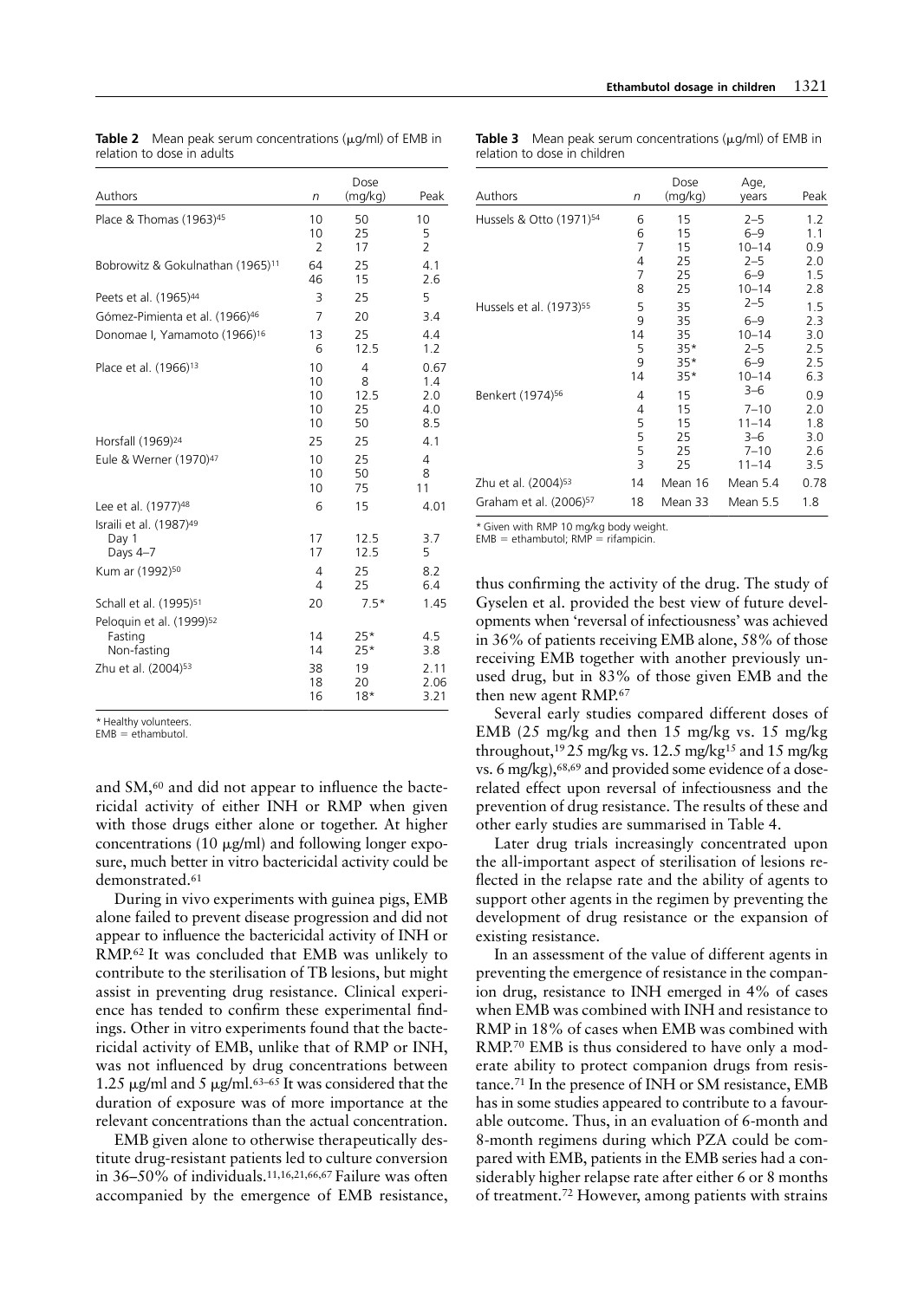**Table 2** Mean peak serum concentrations (μg/ml) of EMB in relation to dose in adults

| Authors | *n* | Dose (mg/kg) | Peak |
|---|---|---|---|
| Place & Thomas (1963)[45] | 10 | 50 | 10 |
| | 10 | 25 | 5 |
| | 2 | 17 | 2 |
| Bobrowitz & Gokulnathan (1965)[11] | 64 | 25 | 4.1 |
| | 46 | 15 | 2.6 |
| Peets et al. (1965)[44] | 3 | 25 | 5 |
| Gómez-Pimienta et al. (1966)[46] | 7 | 20 | 3.4 |
| Donomae I, Yamamoto (1966)[16] | 13 | 25 | 4.4 |
| | 6 | 12.5 | 1.2 |
| Place et al. (1966)[13] | 10 | 4 | 0.67 |
| | 10 | 8 | 1.4 |
| | 10 | 12.5 | 2.0 |
| | 10 | 25 | 4.0 |
| | 10 | 50 | 8.5 |
| Horsfall (1969)[24] | 25 | 25 | 4.1 |
| Eule & Werner (1970)[47] | 10 | 25 | 4 |
| | 10 | 50 | 8 |
| | 10 | 75 | 11 |
| Lee et al. (1977)[48] | 6 | 15 | 4.01 |
| Israili et al. (1987)[49] | | | |
| Day 1 | 17 | 12.5 | 3.7 |
| Days 4–7 | 17 | 12.5 | 5 |
| Kum ar (1992)[50] | 4 | 25 | 8.2 |
| | 4 | 25 | 6.4 |
| Schall et al. (1995)[51] | 20 | 7.5* | 1.45 |
| Peloquin et al. (1999)[52] | | | |
| Fasting | 14 | 25* | 4.5 |
| Non-fasting | 14 | 25* | 3.8 |
| Zhu et al. (2004)[53] | 38 | 19 | 2.11 |
| | 18 | 20 | 2.06 |
| | 16 | 18* | 3.21 |

\* Healthy volunteers.
EMB = ethambutol.

**Table 3** Mean peak serum concentrations (μg/ml) of EMB in relation to dose in children

| Authors | *n* | Dose (mg/kg) | Age, years | Peak |
|---|---|---|---|---|
| Hussels & Otto (1971)[54] | 6 | 15 | 2–5 | 1.2 |
| | 6 | 15 | 6–9 | 1.1 |
| | 7 | 15 | 10–14 | 0.9 |
| | 4 | 25 | 2–5 | 2.0 |
| | 7 | 25 | 6–9 | 1.5 |
| | 8 | 25 | 10–14 | 2.8 |
| Hussels et al. (1973)[55] | 5 | 35 | 2–5 | 1.5 |
| | 9 | 35 | 6–9 | 2.3 |
| | 14 | 35 | 10–14 | 3.0 |
| | 5 | 35* | 2–5 | 2.5 |
| | 9 | 35* | 6–9 | 2.5 |
| | 14 | 35* | 10–14 | 6.3 |
| Benkert (1974)[56] | 4 | 15 | 3–6 | 0.9 |
| | 4 | 15 | 7–10 | 2.0 |
| | 5 | 15 | 11–14 | 1.8 |
| | 5 | 25 | 3–6 | 3.0 |
| | 5 | 25 | 7–10 | 2.6 |
| | 3 | 25 | 11–14 | 3.5 |
| Zhu et al. (2004)[53] | 14 | Mean 16 | Mean 5.4 | 0.78 |
| Graham et al. (2006)[57] | 18 | Mean 33 | Mean 5.5 | 1.8 |

\* Given with RMP 10 mg/kg body weight.
EMB = ethambutol; RMP = rifampicin.

and SM,[60] and did not appear to influence the bactericidal activity of either INH or RMP when given with those drugs either alone or together. At higher concentrations (10 μg/ml) and following longer exposure, much better in vitro bactericidal activity could be demonstrated.[61]

During in vivo experiments with guinea pigs, EMB alone failed to prevent disease progression and did not appear to influence the bactericidal activity of INH or RMP.[62] It was concluded that EMB was unlikely to contribute to the sterilisation of TB lesions, but might assist in preventing drug resistance. Clinical experience has tended to confirm these experimental findings. Other in vitro experiments found that the bactericidal activity of EMB, unlike that of RMP or INH, was not influenced by drug concentrations between 1.25 μg/ml and 5 μg/ml.[63–65] It was considered that the duration of exposure was of more importance at the relevant concentrations than the actual concentration.

EMB given alone to otherwise therapeutically destitute drug-resistant patients led to culture conversion in 36–50% of individuals.[11,16,21,66,67] Failure was often accompanied by the emergence of EMB resistance, thus confirming the activity of the drug. The study of Gyselen et al. provided the best view of future developments when 'reversal of infectiousness' was achieved in 36% of patients receiving EMB alone, 58% of those receiving EMB together with another previously unused drug, but in 83% of those given EMB and the then new agent RMP.[67]

Several early studies compared different doses of EMB (25 mg/kg and then 15 mg/kg vs. 15 mg/kg throughout,[19] 25 mg/kg vs. 12.5 mg/kg[15] and 15 mg/kg vs. 6 mg/kg),[68,69] and provided some evidence of a dose-related effect upon reversal of infectiousness and the prevention of drug resistance. The results of these and other early studies are summarised in Table 4.

Later drug trials increasingly concentrated upon the all-important aspect of sterilisation of lesions reflected in the relapse rate and the ability of agents to support other agents in the regimen by preventing the development of drug resistance or the expansion of existing resistance.

In an assessment of the value of different agents in preventing the emergence of resistance in the companion drug, resistance to INH emerged in 4% of cases when EMB was combined with INH and resistance to RMP in 18% of cases when EMB was combined with RMP.[70] EMB is thus considered to have only a moderate ability to protect companion drugs from resistance.[71] In the presence of INH or SM resistance, EMB has in some studies appeared to contribute to a favourable outcome. Thus, in an evaluation of 6-month and 8-month regimens during which PZA could be compared with EMB, patients in the EMB series had a considerably higher relapse rate after either 6 or 8 months of treatment.[72] However, among patients with strains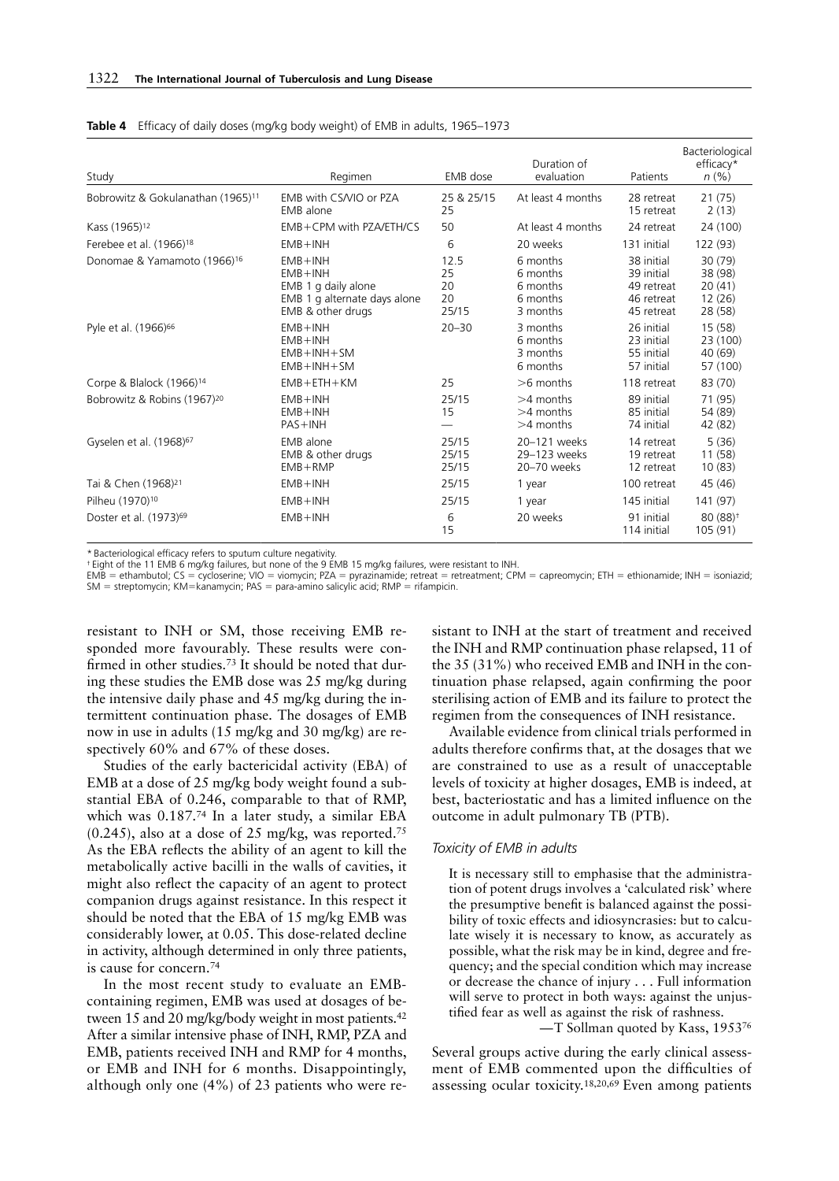**Table 4** Efficacy of daily doses (mg/kg body weight) of EMB in adults, 1965–1973

| Study | Regimen | EMB dose | Duration of evaluation | Patients | Bacteriological efficacy* n (%) |
|---|---|---|---|---|---|
| Bobrowitz & Gokulanathan (1965)[11] | EMB with CS/VIO or PZA | 25 & 25/15 | At least 4 months | 28 retreat | 21 (75) |
| | EMB alone | 25 | | 15 retreat | 2 (13) |
| Kass (1965)[12] | EMB+CPM with PZA/ETH/CS | 50 | At least 4 months | 24 retreat | 24 (100) |
| Ferebee et al. (1966)[18] | EMB+INH | 6 | 20 weeks | 131 initial | 122 (93) |
| Donomae & Yamamoto (1966)[16] | EMB+INH | 12.5 | 6 months | 38 initial | 30 (79) |
| | EMB+INH | 25 | 6 months | 39 initial | 38 (98) |
| | EMB 1 g daily alone | 20 | 6 months | 49 retreat | 20 (41) |
| | EMB 1 g alternate days alone | 20 | 6 months | 46 retreat | 12 (26) |
| | EMB & other drugs | 25/15 | 3 months | 45 retreat | 28 (58) |
| Pyle et al. (1966)[66] | EMB+INH | 20–30 | 3 months | 26 initial | 15 (58) |
| | EMB+INH | | 6 months | 23 initial | 23 (100) |
| | EMB+INH+SM | | 3 months | 55 initial | 40 (69) |
| | EMB+INH+SM | | 6 months | 57 initial | 57 (100) |
| Corpe & Blalock (1966)[14] | EMB+ETH+KM | 25 | >6 months | 118 retreat | 83 (70) |
| Bobrowitz & Robins (1967)[20] | EMB+INH | 25/15 | >4 months | 89 initial | 71 (95) |
| | EMB+INH | 15 | >4 months | 85 initial | 54 (89) |
| | PAS+INH | — | >4 months | 74 initial | 42 (82) |
| Gyselen et al. (1968)[67] | EMB alone | 25/15 | 20–121 weeks | 14 retreat | 5 (36) |
| | EMB & other drugs | 25/15 | 29–123 weeks | 19 retreat | 11 (58) |
| | EMB+RMP | 25/15 | 20–70 weeks | 12 retreat | 10 (83) |
| Tai & Chen (1968)[21] | EMB+INH | 25/15 | 1 year | 100 retreat | 45 (46) |
| Pilheu (1970)[10] | EMB+INH | 25/15 | 1 year | 145 initial | 141 (97) |
| Doster et al. (1973)[69] | EMB+INH | 6 | 20 weeks | 91 initial | 80 (88)† |
| | | 15 | | 114 initial | 105 (91) |

\* Bacteriological efficacy refers to sputum culture negativity.
† Eight of the 11 EMB 6 mg/kg failures, but none of the 9 EMB 15 mg/kg failures, were resistant to INH.
EMB = ethambutol; CS = cycloserine; VIO = viomycin; PZA = pyrazinamide; retreat = retreatment; CPM = capreomycin; ETH = ethionamide; INH = isoniazid; SM = streptomycin; KM=kanamycin; PAS = para-amino salicylic acid; RMP = rifampicin.

resistant to INH or SM, those receiving EMB responded more favourably. These results were confirmed in other studies.[73] It should be noted that during these studies the EMB dose was 25 mg/kg during the intensive daily phase and 45 mg/kg during the intermittent continuation phase. The dosages of EMB now in use in adults (15 mg/kg and 30 mg/kg) are respectively 60% and 67% of these doses.

Studies of the early bactericidal activity (EBA) of EMB at a dose of 25 mg/kg body weight found a substantial EBA of 0.246, comparable to that of RMP, which was 0.187.[74] In a later study, a similar EBA (0.245), also at a dose of 25 mg/kg, was reported.[75] As the EBA reflects the ability of an agent to kill the metabolically active bacilli in the walls of cavities, it might also reflect the capacity of an agent to protect companion drugs against resistance. In this respect it should be noted that the EBA of 15 mg/kg EMB was considerably lower, at 0.05. This dose-related decline in activity, although determined in only three patients, is cause for concern.[74]

In the most recent study to evaluate an EMB-containing regimen, EMB was used at dosages of between 15 and 20 mg/kg/body weight in most patients.[42] After a similar intensive phase of INH, RMP, PZA and EMB, patients received INH and RMP for 4 months, or EMB and INH for 6 months. Disappointingly, although only one (4%) of 23 patients who were resistant to INH at the start of treatment and received the INH and RMP continuation phase relapsed, 11 of the 35 (31%) who received EMB and INH in the continuation phase relapsed, again confirming the poor sterilising action of EMB and its failure to protect the regimen from the consequences of INH resistance.

Available evidence from clinical trials performed in adults therefore confirms that, at the dosages that we are constrained to use as a result of unacceptable levels of toxicity at higher dosages, EMB is indeed, at best, bacteriostatic and has a limited influence on the outcome in adult pulmonary TB (PTB).

### *Toxicity of EMB in adults*

> It is necessary still to emphasise that the administration of potent drugs involves a 'calculated risk' where the presumptive benefit is balanced against the possibility of toxic effects and idiosyncrasies: but to calculate wisely it is necessary to know, as accurately as possible, what the risk may be in kind, degree and frequency; and the special condition which may increase or decrease the chance of injury . . . Full information will serve to protect in both ways: against the unjustified fear as well as against the risk of rashness.
>
> —T Sollman quoted by Kass, 1953[76]

Several groups active during the early clinical assessment of EMB commented upon the difficulties of assessing ocular toxicity.[18,20,69] Even among patients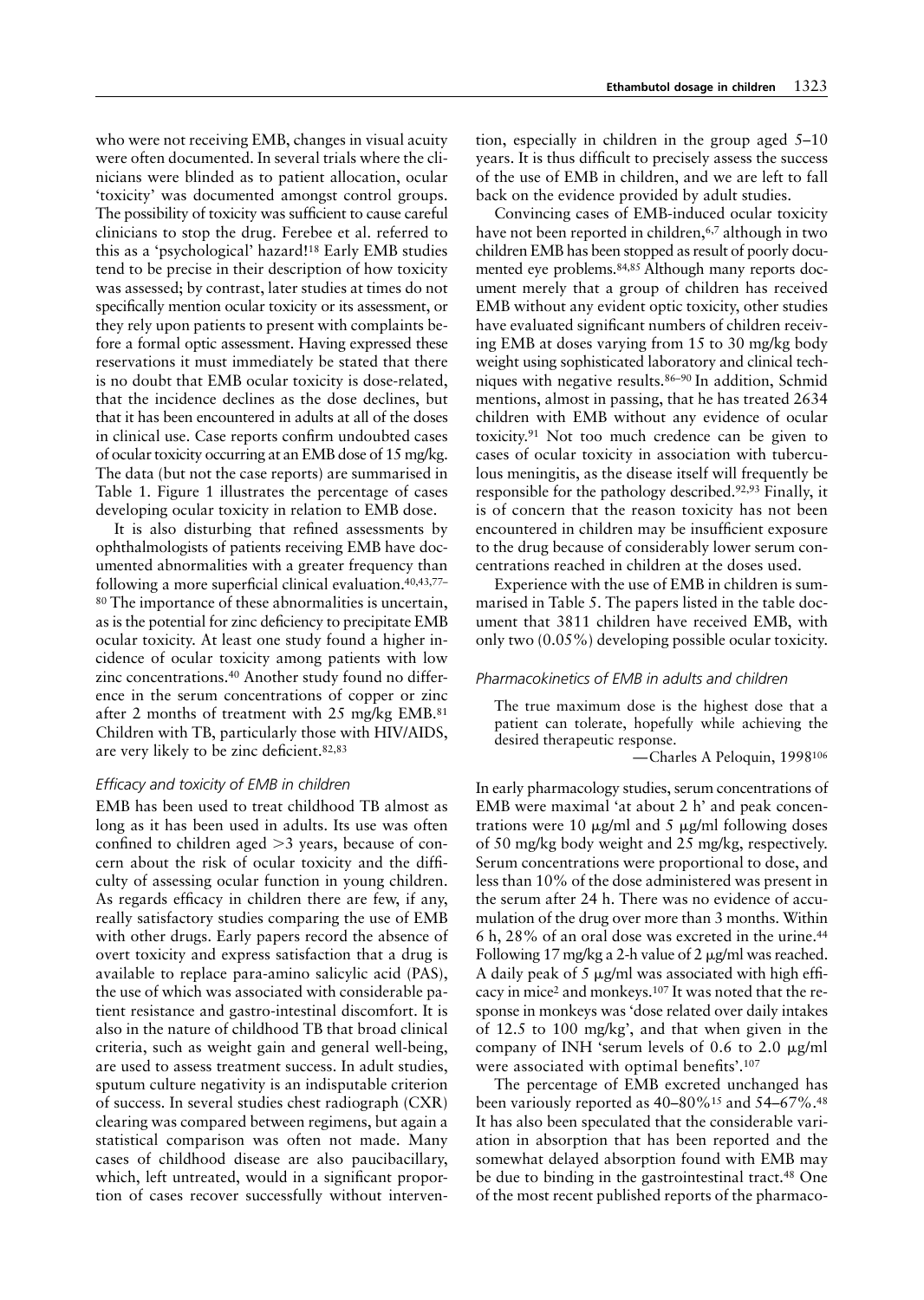who were not receiving EMB, changes in visual acuity were often documented. In several trials where the clinicians were blinded as to patient allocation, ocular 'toxicity' was documented amongst control groups. The possibility of toxicity was sufficient to cause careful clinicians to stop the drug. Ferebee et al. referred to this as a 'psychological' hazard![18] Early EMB studies tend to be precise in their description of how toxicity was assessed; by contrast, later studies at times do not specifically mention ocular toxicity or its assessment, or they rely upon patients to present with complaints before a formal optic assessment. Having expressed these reservations it must immediately be stated that there is no doubt that EMB ocular toxicity is dose-related, that the incidence declines as the dose declines, but that it has been encountered in adults at all of the doses in clinical use. Case reports confirm undoubted cases of ocular toxicity occurring at an EMB dose of 15 mg/kg. The data (but not the case reports) are summarised in Table 1. Figure 1 illustrates the percentage of cases developing ocular toxicity in relation to EMB dose.

It is also disturbing that refined assessments by ophthalmologists of patients receiving EMB have documented abnormalities with a greater frequency than following a more superficial clinical evaluation.[40,43,77–80] The importance of these abnormalities is uncertain, as is the potential for zinc deficiency to precipitate EMB ocular toxicity. At least one study found a higher incidence of ocular toxicity among patients with low zinc concentrations.[40] Another study found no difference in the serum concentrations of copper or zinc after 2 months of treatment with 25 mg/kg EMB.[81] Children with TB, particularly those with HIV/AIDS, are very likely to be zinc deficient.[82,83]

### *Efficacy and toxicity of EMB in children*

EMB has been used to treat childhood TB almost as long as it has been used in adults. Its use was often confined to children aged >3 years, because of concern about the risk of ocular toxicity and the difficulty of assessing ocular function in young children. As regards efficacy in children there are few, if any, really satisfactory studies comparing the use of EMB with other drugs. Early papers record the absence of overt toxicity and express satisfaction that a drug is available to replace para-amino salicylic acid (PAS), the use of which was associated with considerable patient resistance and gastro-intestinal discomfort. It is also in the nature of childhood TB that broad clinical criteria, such as weight gain and general well-being, are used to assess treatment success. In adult studies, sputum culture negativity is an indisputable criterion of success. In several studies chest radiograph (CXR) clearing was compared between regimens, but again a statistical comparison was often not made. Many cases of childhood disease are also paucibacillary, which, left untreated, would in a significant proportion of cases recover successfully without intervention, especially in children in the group aged 5–10 years. It is thus difficult to precisely assess the success of the use of EMB in children, and we are left to fall back on the evidence provided by adult studies.

Convincing cases of EMB-induced ocular toxicity have not been reported in children,[6,7] although in two children EMB has been stopped as result of poorly documented eye problems.[84,85] Although many reports document merely that a group of children has received EMB without any evident optic toxicity, other studies have evaluated significant numbers of children receiving EMB at doses varying from 15 to 30 mg/kg body weight using sophisticated laboratory and clinical techniques with negative results.[86–90] In addition, Schmid mentions, almost in passing, that he has treated 2634 children with EMB without any evidence of ocular toxicity.[91] Not too much credence can be given to cases of ocular toxicity in association with tuberculous meningitis, as the disease itself will frequently be responsible for the pathology described.[92,93] Finally, it is of concern that the reason toxicity has not been encountered in children may be insufficient exposure to the drug because of considerably lower serum concentrations reached in children at the doses used.

Experience with the use of EMB in children is summarised in Table 5. The papers listed in the table document that 3811 children have received EMB, with only two (0.05%) developing possible ocular toxicity.

### *Pharmacokinetics of EMB in adults and children*

> The true maximum dose is the highest dose that a patient can tolerate, hopefully while achieving the desired therapeutic response.
>
> —Charles A Peloquin, 1998[106]

In early pharmacology studies, serum concentrations of EMB were maximal 'at about 2 h' and peak concentrations were 10 μg/ml and 5 μg/ml following doses of 50 mg/kg body weight and 25 mg/kg, respectively. Serum concentrations were proportional to dose, and less than 10% of the dose administered was present in the serum after 24 h. There was no evidence of accumulation of the drug over more than 3 months. Within 6 h, 28% of an oral dose was excreted in the urine.[44] Following 17 mg/kg a 2-h value of 2 μg/ml was reached. A daily peak of 5 μg/ml was associated with high efficacy in mice[2] and monkeys.[107] It was noted that the response in monkeys was 'dose related over daily intakes of 12.5 to 100 mg/kg', and that when given in the company of INH 'serum levels of 0.6 to 2.0 μg/ml were associated with optimal benefits'.[107]

The percentage of EMB excreted unchanged has been variously reported as 40–80%[15] and 54–67%.[48] It has also been speculated that the considerable variation in absorption that has been reported and the somewhat delayed absorption found with EMB may be due to binding in the gastrointestinal tract.[48] One of the most recent published reports of the pharmaco-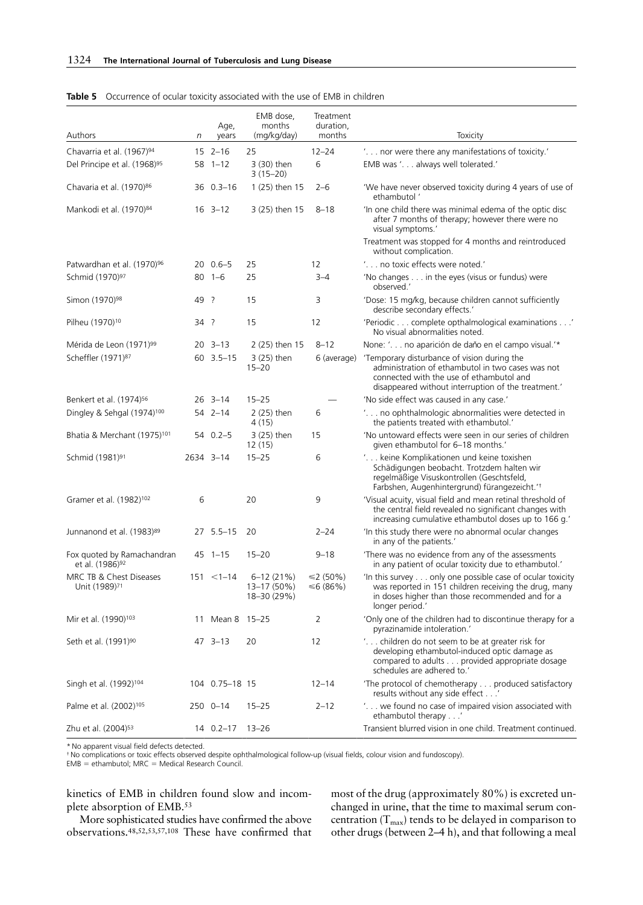**Table 5** Occurrence of ocular toxicity associated with the use of EMB in children

| Authors | *n* | Age, years | EMB dose, months (mg/kg/day) | Treatment duration, months | Toxicity |
|---|---|---|---|---|---|
| Chavarria et al. (1967)[94] | 15 | 2–16 | 25 | 12–24 | '. . . nor were there any manifestations of toxicity.' |
| Del Principe et al. (1968)[95] | 58 | 1–12 | 3 (30) then 3 (15–20) | 6 | EMB was '. . . always well tolerated.' |
| Chavaria et al. (1970)[86] | 36 | 0.3–16 | 1 (25) then 15 | 2–6 | 'We have never observed toxicity during 4 years of use of ethambutol ' |
| Mankodi et al. (1970)[84] | 16 | 3–12 | 3 (25) then 15 | 8–18 | 'In one child there was minimal edema of the optic disc after 7 months of therapy; however there were no visual symptoms.' Treatment was stopped for 4 months and reintroduced without complication. |
| Patwardhan et al. (1970)[96] | 20 | 0.6–5 | 25 | 12 | '. . . no toxic effects were noted.' |
| Schmid (1970)[97] | 80 | 1–6 | 25 | 3–4 | 'No changes . . . in the eyes (visus or fundus) were observed.' |
| Simon (1970)[98] | 49 | ? | 15 | 3 | 'Dose: 15 mg/kg, because children cannot sufficiently describe secondary effects.' |
| Pilheu (1970)[10] | 34 | ? | 15 | 12 | 'Periodic . . . complete opthalmological examinations . . .' No visual abnormalities noted. |
| Mérida de Leon (1971)[99] | 20 | 3–13 | 2 (25) then 15 | 8–12 | None: '. . . no aparición de daño en el campo visual.'* |
| Scheffler (1971)[87] | 60 | 3.5–15 | 3 (25) then 15–20 | 6 (average) | 'Temporary disturbance of vision during the administration of ethambutol in two cases was not connected with the use of ethambutol and disappeared without interruption of the treatment.' |
| Benkert et al. (1974)[56] | 26 | 3–14 | 15–25 | — | 'No side effect was caused in any case.' |
| Dingley & Sehgal (1974)[100] | 54 | 2–14 | 2 (25) then 4 (15) | 6 | '. . . no ophthalmologic abnormalities were detected in the patients treated with ethambutol.' |
| Bhatia & Merchant (1975)[101] | 54 | 0.2–5 | 3 (25) then 12 (15) | 15 | 'No untoward effects were seen in our series of children given ethambutol for 6–18 months.' |
| Schmid (1981)[91] | 2634 | 3–14 | 15–25 | 6 | '. . . keine Komplikationen und keine toxishen Schädigungen beobacht. Trotzdem halten wir regelmäßige Visuskontrollen (Geschtsfeld, Farbshen, Augenhintergrund) fürangezeicht.'† |
| Gramer et al. (1982)[102] | 6 | | 20 | 9 | 'Visual acuity, visual field and mean retinal threshold of the central field revealed no significant changes with increasing cumulative ethambutol doses up to 166 g.' |
| Junnanond et al. (1983)[89] | 27 | 5.5–15 | 20 | 2–24 | 'In this study there were no abnormal ocular changes in any of the patients.' |
| Fox quoted by Ramachandran et al. (1986)[92] | 45 | 1–15 | 15–20 | 9–18 | 'There was no evidence from any of the assessments in any patient of ocular toxicity due to ethambutol.' |
| MRC TB & Chest Diseases Unit (1989)[71] | 151 | <1–14 | 6–12 (21%) 13–17 (50%) 18–30 (29%) | ⩽2 (50%) ⩽6 (86%) | 'In this survey . . . only one possible case of ocular toxicity was reported in 151 children receiving the drug, many in doses higher than those recommended and for a longer period.' |
| Mir et al. (1990)[103] | 11 | Mean 8 | 15–25 | 2 | 'Only one of the children had to discontinue therapy for a pyrazinamide intoleration.' |
| Seth et al. (1991)[90] | 47 | 3–13 | 20 | 12 | '. . . children do not seem to be at greater risk for developing ethambutol-induced optic damage as compared to adults . . . provided appropriate dosage schedules are adhered to.' |
| Singh et al. (1992)[104] | 104 | 0.75–18 | 15 | 12–14 | 'The protocol of chemotherapy . . . produced satisfactory results without any side effect . . .' |
| Palme et al. (2002)[105] | 250 | 0–14 | 15–25 | 2–12 | '. . . we found no case of impaired vision associated with ethambutol therapy . . .' |
| Zhu et al. (2004)[53] | 14 | 0.2–17 | 13–26 | | Transient blurred vision in one child. Treatment continued. |

\* No apparent visual field defects detected.
† No complications or toxic effects observed despite ophthalmological follow-up (visual fields, colour vision and fundoscopy).
EMB = ethambutol; MRC = Medical Research Council.

kinetics of EMB in children found slow and incomplete absorption of EMB.[53]

More sophisticated studies have confirmed the above observations.[48,52,53,57,108] These have confirmed that most of the drug (approximately 80%) is excreted unchanged in urine, that the time to maximal serum concentration ($T_{max}$) tends to be delayed in comparison to other drugs (between 2–4 h), and that following a meal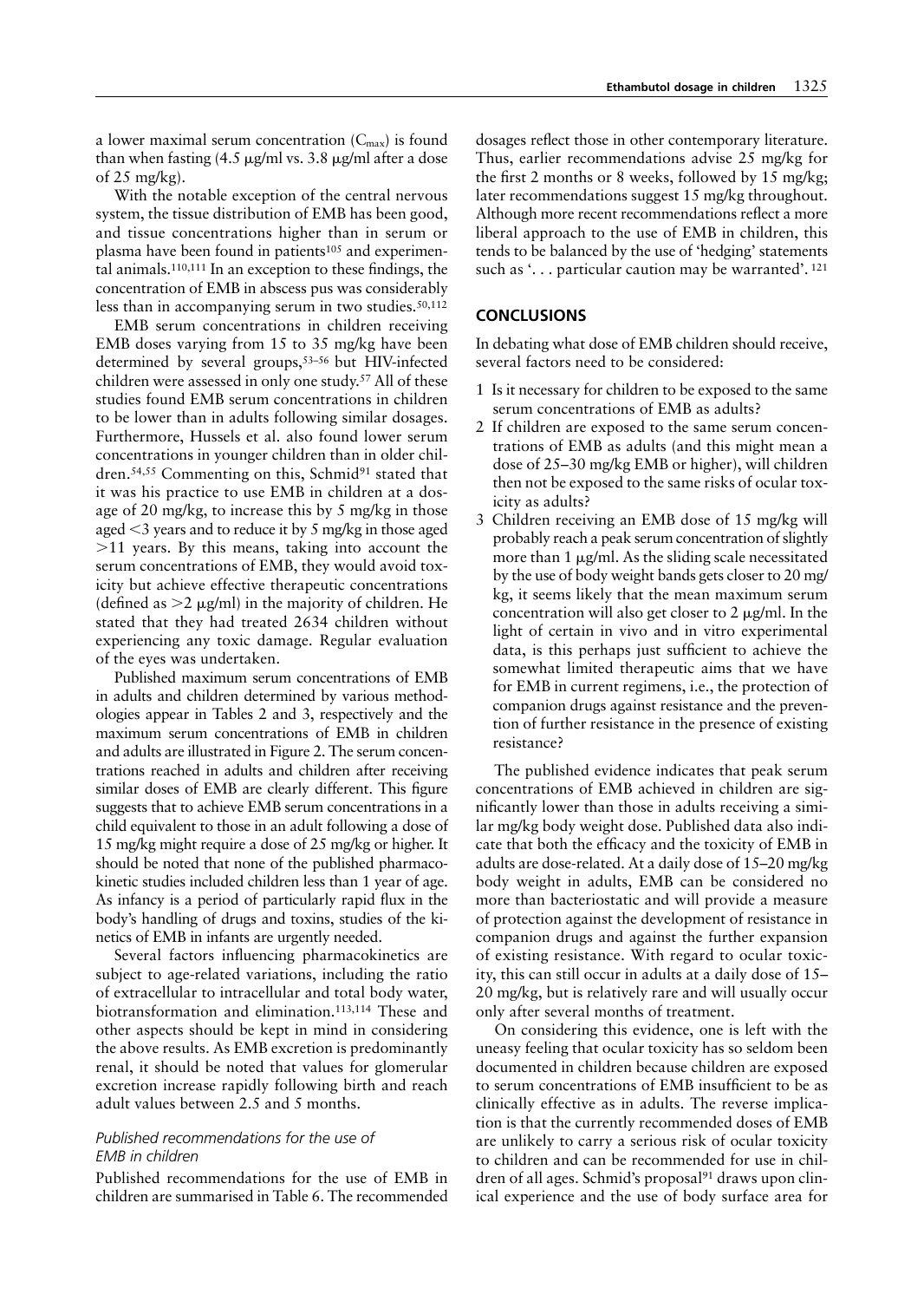a lower maximal serum concentration ($C_{max}$) is found than when fasting (4.5 μg/ml vs. 3.8 μg/ml after a dose of 25 mg/kg).

With the notable exception of the central nervous system, the tissue distribution of EMB has been good, and tissue concentrations higher than in serum or plasma have been found in patients[105] and experimental animals.[110,111] In an exception to these findings, the concentration of EMB in abscess pus was considerably less than in accompanying serum in two studies.[50,112]

EMB serum concentrations in children receiving EMB doses varying from 15 to 35 mg/kg have been determined by several groups,[53–56] but HIV-infected children were assessed in only one study.[57] All of these studies found EMB serum concentrations in children to be lower than in adults following similar dosages. Furthermore, Hussels et al. also found lower serum concentrations in younger children than in older children.[54,55] Commenting on this, Schmid[91] stated that it was his practice to use EMB in children at a dosage of 20 mg/kg, to increase this by 5 mg/kg in those aged <3 years and to reduce it by 5 mg/kg in those aged >11 years. By this means, taking into account the serum concentrations of EMB, they would avoid toxicity but achieve effective therapeutic concentrations (defined as >2 μg/ml) in the majority of children. He stated that they had treated 2634 children without experiencing any toxic damage. Regular evaluation of the eyes was undertaken.

Published maximum serum concentrations of EMB in adults and children determined by various methodologies appear in Tables 2 and 3, respectively and the maximum serum concentrations of EMB in children and adults are illustrated in Figure 2. The serum concentrations reached in adults and children after receiving similar doses of EMB are clearly different. This figure suggests that to achieve EMB serum concentrations in a child equivalent to those in an adult following a dose of 15 mg/kg might require a dose of 25 mg/kg or higher. It should be noted that none of the published pharmacokinetic studies included children less than 1 year of age. As infancy is a period of particularly rapid flux in the body's handling of drugs and toxins, studies of the kinetics of EMB in infants are urgently needed.

Several factors influencing pharmacokinetics are subject to age-related variations, including the ratio of extracellular to intracellular and total body water, biotransformation and elimination.[113,114] These and other aspects should be kept in mind in considering the above results. As EMB excretion is predominantly renal, it should be noted that values for glomerular excretion increase rapidly following birth and reach adult values between 2.5 and 5 months.

### *Published recommendations for the use of EMB in children*

Published recommendations for the use of EMB in children are summarised in Table 6. The recommended dosages reflect those in other contemporary literature. Thus, earlier recommendations advise 25 mg/kg for the first 2 months or 8 weeks, followed by 15 mg/kg; later recommendations suggest 15 mg/kg throughout. Although more recent recommendations reflect a more liberal approach to the use of EMB in children, this tends to be balanced by the use of 'hedging' statements such as '. . . particular caution may be warranted'.[121]

## CONCLUSIONS

In debating what dose of EMB children should receive, several factors need to be considered:

1. Is it necessary for children to be exposed to the same serum concentrations of EMB as adults?
2. If children are exposed to the same serum concentrations of EMB as adults (and this might mean a dose of 25–30 mg/kg EMB or higher), will children then not be exposed to the same risks of ocular toxicity as adults?
3. Children receiving an EMB dose of 15 mg/kg will probably reach a peak serum concentration of slightly more than 1 μg/ml. As the sliding scale necessitated by the use of body weight bands gets closer to 20 mg/kg, it seems likely that the mean maximum serum concentration will also get closer to 2 μg/ml. In the light of certain in vivo and in vitro experimental data, is this perhaps just sufficient to achieve the somewhat limited therapeutic aims that we have for EMB in current regimens, i.e., the protection of companion drugs against resistance and the prevention of further resistance in the presence of existing resistance?

The published evidence indicates that peak serum concentrations of EMB achieved in children are significantly lower than those in adults receiving a similar mg/kg body weight dose. Published data also indicate that both the efficacy and the toxicity of EMB in adults are dose-related. At a daily dose of 15–20 mg/kg body weight in adults, EMB can be considered no more than bacteriostatic and will provide a measure of protection against the development of resistance in companion drugs and against the further expansion of existing resistance. With regard to ocular toxicity, this can still occur in adults at a daily dose of 15–20 mg/kg, but is relatively rare and will usually occur only after several months of treatment.

On considering this evidence, one is left with the uneasy feeling that ocular toxicity has so seldom been documented in children because children are exposed to serum concentrations of EMB insufficient to be as clinically effective as in adults. The reverse implication is that the currently recommended doses of EMB are unlikely to carry a serious risk of ocular toxicity to children and can be recommended for use in children of all ages. Schmid's proposal[91] draws upon clinical experience and the use of body surface area for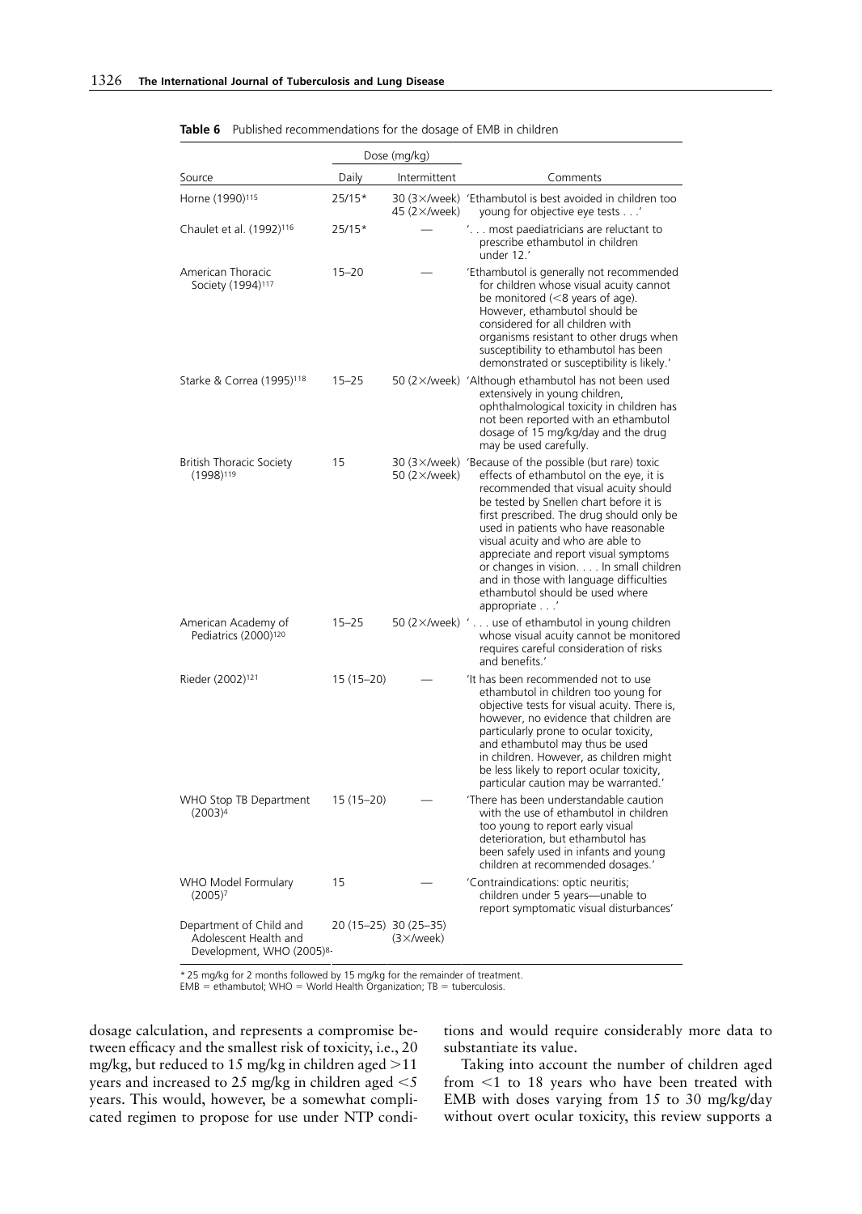**Table 6** Published recommendations for the dosage of EMB in children

| Source | Dose (mg/kg) | | Comments |
|---|---|---|---|
| | Daily | Intermittent | |
| Horne (1990)[115] | 25/15* | 30 (3×/week) 45 (2×/week) | 'Ethambutol is best avoided in children too young for objective eye tests . . .' |
| Chaulet et al. (1992)[116] | 25/15* | — | '. . . most paediatricians are reluctant to prescribe ethambutol in children under 12.' |
| American Thoracic Society (1994)[117] | 15–20 | — | 'Ethambutol is generally not recommended for children whose visual acuity cannot be monitored (<8 years of age). However, ethambutol should be considered for all children with organisms resistant to other drugs when susceptibility to ethambutol has been demonstrated or susceptibility is likely.' |
| Starke & Correa (1995)[118] | 15–25 | 50 (2×/week) | 'Although ethambutol has not been used extensively in young children, ophthalmological toxicity in children has not been reported with an ethambutol dosage of 15 mg/kg/day and the drug may be used carefully. |
| British Thoracic Society (1998)[119] | 15 | 30 (3×/week) 50 (2×/week) | 'Because of the possible (but rare) toxic effects of ethambutol on the eye, it is recommended that visual acuity should be tested by Snellen chart before it is first prescribed. The drug should only be used in patients who have reasonable visual acuity and who are able to appreciate and report visual symptoms or changes in vision. . . . In small children and in those with language difficulties ethambutol should be used where appropriate . . .' |
| American Academy of Pediatrics (2000)[120] | 15–25 | 50 (2×/week) | '. . . use of ethambutol in young children whose visual acuity cannot be monitored requires careful consideration of risks and benefits.' |
| Rieder (2002)[121] | 15 (15–20) | — | 'It has been recommended not to use ethambutol in children too young for objective tests for visual acuity. There is, however, no evidence that children are particularly prone to ocular toxicity, and ethambutol may thus be used in children. However, as children might be less likely to report ocular toxicity, particular caution may be warranted.' |
| WHO Stop TB Department (2003)[4] | 15 (15–20) | — | 'There has been understandable caution with the use of ethambutol in children too young to report early visual deterioration, but ethambutol has been safely used in infants and young children at recommended dosages.' |
| WHO Model Formulary (2005)[7] | 15 | — | 'Contraindications: optic neuritis; children under 5 years—unable to report symptomatic visual disturbances' |
| Department of Child and Adolescent Health and Development, WHO (2005)[8] | 20 (15–25) | 30 (25–35) (3×/week) | |

\* 25 mg/kg for 2 months followed by 15 mg/kg for the remainder of treatment.
EMB = ethambutol; WHO = World Health Organization; TB = tuberculosis.

dosage calculation, and represents a compromise between efficacy and the smallest risk of toxicity, i.e., 20 mg/kg, but reduced to 15 mg/kg in children aged >11 years and increased to 25 mg/kg in children aged <5 years. This would, however, be a somewhat complicated regimen to propose for use under NTP conditions and would require considerably more data to substantiate its value.

Taking into account the number of children aged from <1 to 18 years who have been treated with EMB with doses varying from 15 to 30 mg/kg/day without overt ocular toxicity, this review supports a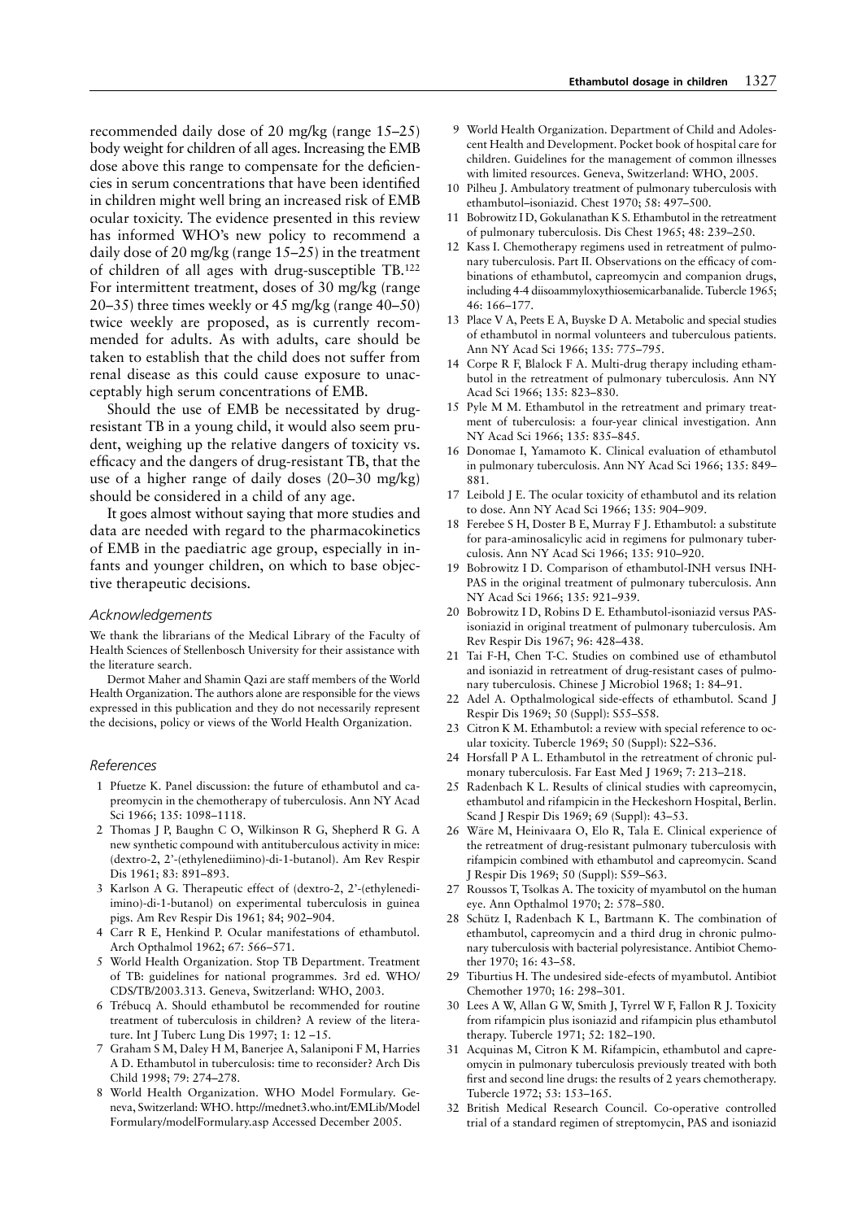recommended daily dose of 20 mg/kg (range 15–25) body weight for children of all ages. Increasing the EMB dose above this range to compensate for the deficiencies in serum concentrations that have been identified in children might well bring an increased risk of EMB ocular toxicity. The evidence presented in this review has informed WHO's new policy to recommend a daily dose of 20 mg/kg (range 15–25) in the treatment of children of all ages with drug-susceptible TB.[122] For intermittent treatment, doses of 30 mg/kg (range 20–35) three times weekly or 45 mg/kg (range 40–50) twice weekly are proposed, as is currently recommended for adults. As with adults, care should be taken to establish that the child does not suffer from renal disease as this could cause exposure to unacceptably high serum concentrations of EMB.

Should the use of EMB be necessitated by drug-resistant TB in a young child, it would also seem prudent, weighing up the relative dangers of toxicity vs. efficacy and the dangers of drug-resistant TB, that the use of a higher range of daily doses (20–30 mg/kg) should be considered in a child of any age.

It goes almost without saying that more studies and data are needed with regard to the pharmacokinetics of EMB in the paediatric age group, especially in infants and younger children, on which to base objective therapeutic decisions.

### *Acknowledgements*

We thank the librarians of the Medical Library of the Faculty of Health Sciences of Stellenbosch University for their assistance with the literature search.

Dermot Maher and Shamin Qazi are staff members of the World Health Organization. The authors alone are responsible for the views expressed in this publication and they do not necessarily represent the decisions, policy or views of the World Health Organization.

### *References*

1. Pfuetze K. Panel discussion: the future of ethambutol and capreomycin in the chemotherapy of tuberculosis. Ann NY Acad Sci 1966; 135: 1098–1118.
2. Thomas J P, Baughn C O, Wilkinson R G, Shepherd R G. A new synthetic compound with antituberculous activity in mice: (dextro-2, 2'-(ethylenediimino)-di-1-butanol). Am Rev Respir Dis 1961; 83: 891–893.
3. Karlson A G. Therapeutic effect of (dextro-2, 2'-(ethylenediimino)-di-1-butanol) on experimental tuberculosis in guinea pigs. Am Rev Respir Dis 1961; 84: 902–904.
4. Carr R E, Henkind P. Ocular manifestations of ethambutol. Arch Opthalmol 1962; 67: 566–571.
5. World Health Organization. Stop TB Department. Treatment of TB: guidelines for national programmes. 3rd ed. WHO/CDS/TB/2003.313. Geneva, Switzerland: WHO, 2003.
6. Trébucq A. Should ethambutol be recommended for routine treatment of tuberculosis in children? A review of the literature. Int J Tuberc Lung Dis 1997; 1: 12 –15.
7. Graham S M, Daley H M, Banerjee A, Salaniponi F M, Harries A D. Ethambutol in tuberculosis: time to reconsider? Arch Dis Child 1998; 79: 274–278.
8. World Health Organization. WHO Model Formulary. Geneva, Switzerland: WHO. http://mednet3.who.int/EMLib/Model Formulary/modelFormulary.asp Accessed December 2005.
9. World Health Organization. Department of Child and Adolescent Health and Development. Pocket book of hospital care for children. Guidelines for the management of common illnesses with limited resources. Geneva, Switzerland: WHO, 2005.
10. Pilheu J. Ambulatory treatment of pulmonary tuberculosis with ethambutol–isoniazid. Chest 1970; 58: 497–500.
11. Bobrowitz I D, Gokulanathan K S. Ethambutol in the retreatment of pulmonary tuberculosis. Dis Chest 1965; 48: 239–250.
12. Kass I. Chemotherapy regimens used in retreatment of pulmonary tuberculosis. Part II. Observations on the efficacy of combinations of ethambutol, capreomycin and companion drugs, including 4-4 diisoammyloxythiosemicarbanalide. Tubercle 1965; 46: 166–177.
13. Place V A, Peets E A, Buyske D A. Metabolic and special studies of ethambutol in normal volunteers and tuberculous patients. Ann NY Acad Sci 1966; 135: 775–795.
14. Corpe R F, Blalock F A. Multi-drug therapy including ethambutol in the retreatment of pulmonary tuberculosis. Ann NY Acad Sci 1966; 135: 823–830.
15. Pyle M M. Ethambutol in the retreatment and primary treatment of tuberculosis: a four-year clinical investigation. Ann NY Acad Sci 1966; 135: 835–845.
16. Donomae I, Yamamoto K. Clinical evaluation of ethambutol in pulmonary tuberculosis. Ann NY Acad Sci 1966; 135: 849–881.
17. Leibold J E. The ocular toxicity of ethambutol and its relation to dose. Ann NY Acad Sci 1966; 135: 904–909.
18. Ferebee S H, Doster B E, Murray F J. Ethambutol: a substitute for para-aminosalicylic acid in regimens for pulmonary tuberculosis. Ann NY Acad Sci 1966; 135: 910–920.
19. Bobrowitz I D. Comparison of ethambutol-INH versus INH-PAS in the original treatment of pulmonary tuberculosis. Ann NY Acad Sci 1966; 135: 921–939.
20. Bobrowitz I D, Robins D E. Ethambutol-isoniazid versus PAS-isoniazid in original treatment of pulmonary tuberculosis. Am Rev Respir Dis 1967; 96: 428–438.
21. Tai F-H, Chen T-C. Studies on combined use of ethambutol and isoniazid in retreatment of drug-resistant cases of pulmonary tuberculosis. Chinese J Microbiol 1968; 1: 84–91.
22. Adel A. Opthalmological side-effects of ethambutol. Scand J Respir Dis 1969; 50 (Suppl): S55–S58.
23. Citron K M. Ethambutol: a review with special reference to ocular toxicity. Tubercle 1969; 50 (Suppl): S22–S36.
24. Horsfall P A L. Ethambutol in the retreatment of chronic pulmonary tuberculosis. Far East Med J 1969; 7: 213–218.
25. Radenbach K L. Results of clinical studies with capreomycin, ethambutol and rifampicin in the Heckeshorn Hospital, Berlin. Scand J Respir Dis 1969; 69 (Suppl): 43–53.
26. Wäre M, Heinivaara O, Elo R, Tala E. Clinical experience of the retreatment of drug-resistant pulmonary tuberculosis with rifampicin combined with ethambutol and capreomycin. Scand J Respir Dis 1969; 50 (Suppl): S59–S63.
27. Roussos T, Tsolkas A. The toxicity of myambutol on the human eye. Ann Opthalmol 1970; 2: 578–580.
28. Schütz I, Radenbach K L, Bartmann K. The combination of ethambutol, capreomycin and a third drug in chronic pulmonary tuberculosis with bacterial polyresistance. Antibiot Chemother 1970; 16: 43–58.
29. Tiburtius H. The undesired side-efects of myambutol. Antibiot Chemother 1970; 16: 298–301.
30. Lees A W, Allan G W, Smith J, Tyrrel W F, Fallon R J. Toxicity from rifampicin plus isoniazid and rifampicin plus ethambutol therapy. Tubercle 1971; 52: 182–190.
31. Acquinas M, Citron K M. Rifampicin, ethambutol and capreomycin in pulmonary tuberculosis previously treated with both first and second line drugs: the results of 2 years chemotherapy. Tubercle 1972; 53: 153–165.
32. British Medical Research Council. Co-operative controlled trial of a standard regimen of streptomycin, PAS and isoniazid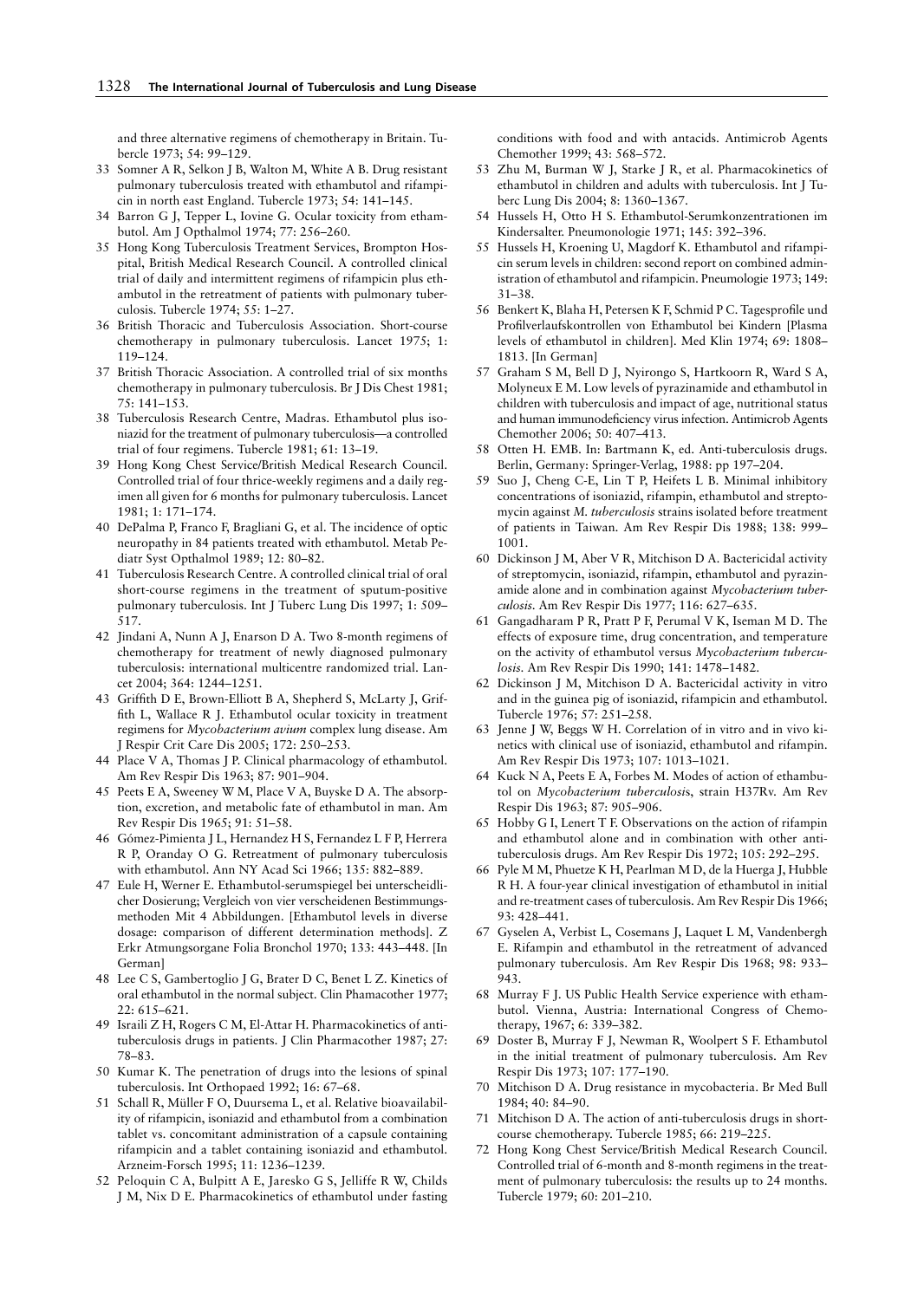and three alternative regimens of chemotherapy in Britain. Tubercle 1973; 54: 99–129.

33 Somner A R, Selkon J B, Walton M, White A B. Drug resistant pulmonary tuberculosis treated with ethambutol and rifampicin in north east England. Tubercle 1973; 54: 141–145.

34 Barron G J, Tepper L, Iovine G. Ocular toxicity from ethambutol. Am J Opthalmol 1974; 77: 256–260.

35 Hong Kong Tuberculosis Treatment Services, Brompton Hospital, British Medical Research Council. A controlled clinical trial of daily and intermittent regimens of rifampicin plus ethambutol in the retreatment of patients with pulmonary tuberculosis. Tubercle 1974; 55: 1–27.

36 British Thoracic and Tuberculosis Association. Short-course chemotherapy in pulmonary tuberculosis. Lancet 1975; 1: 119–124.

37 British Thoracic Association. A controlled trial of six months chemotherapy in pulmonary tuberculosis. Br J Dis Chest 1981; 75: 141–153.

38 Tuberculosis Research Centre, Madras. Ethambutol plus isoniazid for the treatment of pulmonary tuberculosis—a controlled trial of four regimens. Tubercle 1981; 61: 13–19.

39 Hong Kong Chest Service/British Medical Research Council. Controlled trial of four thrice-weekly regimens and a daily regimen all given for 6 months for pulmonary tuberculosis. Lancet 1981; 1: 171–174.

40 DePalma P, Franco F, Bragliani G, et al. The incidence of optic neuropathy in 84 patients treated with ethambutol. Metab Pediatr Syst Opthalmol 1989; 12: 80–82.

41 Tuberculosis Research Centre. A controlled clinical trial of oral short-course regimens in the treatment of sputum-positive pulmonary tuberculosis. Int J Tuberc Lung Dis 1997; 1: 509–517.

42 Jindani A, Nunn A J, Enarson D A. Two 8-month regimens of chemotherapy for treatment of newly diagnosed pulmonary tuberculosis: international multicentre randomized trial. Lancet 2004; 364: 1244–1251.

43 Griffith D E, Brown-Elliott B A, Shepherd S, McLarty J, Griffith L, Wallace R J. Ethambutol ocular toxicity in treatment regimens for *Mycobacterium avium* complex lung disease. Am J Respir Crit Care Dis 2005; 172: 250–253.

44 Place V A, Thomas J P. Clinical pharmacology of ethambutol. Am Rev Respir Dis 1963; 87: 901–904.

45 Peets E A, Sweeney W M, Place V A, Buyske D A. The absorption, excretion, and metabolic fate of ethambutol in man. Am Rev Respir Dis 1965; 91: 51–58.

46 Gómez-Pimienta J L, Hernandez H S, Fernandez L F P, Herrera R P, Oranday O G. Retreatment of pulmonary tuberculosis with ethambutol. Ann NY Acad Sci 1966; 135: 882–889.

47 Eule H, Werner E. Ethambutol-serumspiegel bei unterscheidlicher Dosierung; Vergleich von vier verscheidenen Bestimmungsmethoden Mit 4 Abbildungen. [Ethambutol levels in diverse dosage: comparison of different determination methods]. Z Erkr Atmungsorgane Folia Bronchol 1970; 133: 443–448. [In German]

48 Lee C S, Gambertoglio J G, Brater D C, Benet L Z. Kinetics of oral ethambutol in the normal subject. Clin Phamacother 1977; 22: 615–621.

49 Israili Z H, Rogers C M, El-Attar H. Pharmacokinetics of antituberculosis drugs in patients. J Clin Pharmacother 1987; 27: 78–83.

50 Kumar K. The penetration of drugs into the lesions of spinal tuberculosis. Int Orthopaed 1992; 16: 67–68.

51 Schall R, Müller F O, Duursema L, et al. Relative bioavailability of rifampicin, isoniazid and ethambutol from a combination tablet vs. concomitant administration of a capsule containing rifampicin and a tablet containing isoniazid and ethambutol. Arzneim-Forsch 1995; 11: 1236–1239.

52 Peloquin C A, Bulpitt A E, Jaresko G S, Jelliffe R W, Childs J M, Nix D E. Pharmacokinetics of ethambutol under fasting conditions with food and with antacids. Antimicrob Agents Chemother 1999; 43: 568–572.

53 Zhu M, Burman W J, Starke J R, et al. Pharmacokinetics of ethambutol in children and adults with tuberculosis. Int J Tuberc Lung Dis 2004; 8: 1360–1367.

54 Hussels H, Otto H S. Ethambutol-Serumkonzentrationen im Kindersalter. Pneumonologie 1971; 145: 392–396.

55 Hussels H, Kroening U, Magdorf K. Ethambutol and rifampicin serum levels in children: second report on combined administration of ethambutol and rifampicin. Pneumologie 1973; 149: 31–38.

56 Benkert K, Blaha H, Petersen K F, Schmid P C. Tagesprofile und Profilverlaufskontrollen von Ethambutol bei Kindern [Plasma levels of ethambutol in children]. Med Klin 1974; 69: 1808–1813. [In German]

57 Graham S M, Bell D J, Nyirongo S, Hartkoorn R, Ward S A, Molyneux E M. Low levels of pyrazinamide and ethambutol in children with tuberculosis and impact of age, nutritional status and human immunodeficiency virus infection. Antimicrob Agents Chemother 2006; 50: 407–413.

58 Otten H. EMB. In: Bartmann K, ed. Anti-tuberculosis drugs. Berlin, Germany: Springer-Verlag, 1988: pp 197–204.

59 Suo J, Cheng C-E, Lin T P, Heifets L B. Minimal inhibitory concentrations of isoniazid, rifampin, ethambutol and streptomycin against *M. tuberculosis* strains isolated before treatment of patients in Taiwan. Am Rev Respir Dis 1988; 138: 999–1001.

60 Dickinson J M, Aber V R, Mitchison D A. Bactericidal activity of streptomycin, isoniazid, rifampin, ethambutol and pyrazinamide alone and in combination against *Mycobacterium tuberculosis*. Am Rev Respir Dis 1977; 116: 627–635.

61 Gangadharam P R, Pratt P F, Perumal V K, Iseman M D. The effects of exposure time, drug concentration, and temperature on the activity of ethambutol versus *Mycobacterium tuberculosis*. Am Rev Respir Dis 1990; 141: 1478–1482.

62 Dickinson J M, Mitchison D A. Bactericidal activity in vitro and in the guinea pig of isoniazid, rifampicin and ethambutol. Tubercle 1976; 57: 251–258.

63 Jenne J W, Beggs W H. Correlation of in vitro and in vivo kinetics with clinical use of isoniazid, ethambutol and rifampin. Am Rev Respir Dis 1973; 107: 1013–1021.

64 Kuck N A, Peets E A, Forbes M. Modes of action of ethambutol on *Mycobacterium tuberculosis*, strain H37Rv. Am Rev Respir Dis 1963; 87: 905–906.

65 Hobby G I, Lenert T F. Observations on the action of rifampin and ethambutol alone and in combination with other antituberculosis drugs. Am Rev Respir Dis 1972; 105: 292–295.

66 Pyle M M, Phuetze K H, Pearlman M D, de la Huerga J, Hubble R H. A four-year clinical investigation of ethambutol in initial and re-treatment cases of tuberculosis. Am Rev Respir Dis 1966; 93: 428–441.

67 Gyselen A, Verbist L, Cosemans J, Laquet L M, Vandenbergh E. Rifampin and ethambutol in the retreatment of advanced pulmonary tuberculosis. Am Rev Respir Dis 1968; 98: 933–943.

68 Murray F J. US Public Health Service experience with ethambutol. Vienna, Austria: International Congress of Chemotherapy, 1967; 6: 339–382.

69 Doster B, Murray F J, Newman R, Woolpert S F. Ethambutol in the initial treatment of pulmonary tuberculosis. Am Rev Respir Dis 1973; 107: 177–190.

70 Mitchison D A. Drug resistance in mycobacteria. Br Med Bull 1984; 40: 84–90.

71 Mitchison D A. The action of anti-tuberculosis drugs in short-course chemotherapy. Tubercle 1985; 66: 219–225.

72 Hong Kong Chest Service/British Medical Research Council. Controlled trial of 6-month and 8-month regimens in the treatment of pulmonary tuberculosis: the results up to 24 months. Tubercle 1979; 60: 201–210.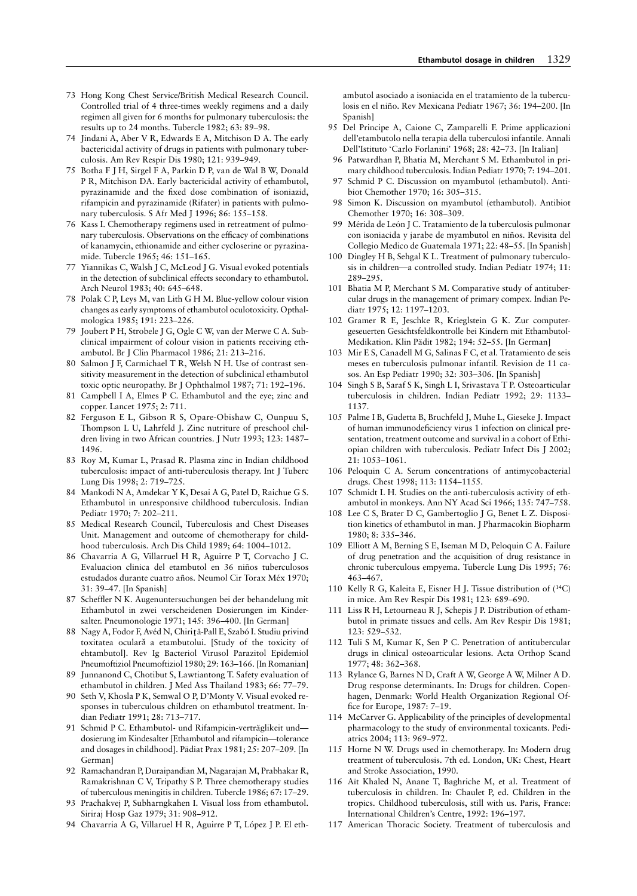73 Hong Kong Chest Service/British Medical Research Council. Controlled trial of 4 three-times weekly regimens and a daily regimen all given for 6 months for pulmonary tuberculosis: the results up to 24 months. Tubercle 1982; 63: 89–98.

74 Jindani A, Aber V R, Edwards E A, Mitchison D A. The early bactericidal activity of drugs in patients with pulmonary tuberculosis. Am Rev Respir Dis 1980; 121: 939–949.

75 Botha F J H, Sirgel F A, Parkin D P, van de Wal B W, Donald P R, Mitchison DA. Early bactericidal activity of ethambutol, pyrazinamide and the fixed dose combination of isoniazid, rifampicin and pyrazinamide (Rifater) in patients with pulmonary tuberculosis. S Afr Med J 1996; 86: 155–158.

76 Kass I. Chemotherapy regimens used in retreatment of pulmonary tuberculosis. Observations on the efficacy of combinations of kanamycin, ethionamide and either cycloserine or pyrazinamide. Tubercle 1965; 46: 151–165.

77 Yiannikas C, Walsh J C, McLeod J G. Visual evoked potentials in the detection of subclinical effects secondary to ethambutol. Arch Neurol 1983; 40: 645–648.

78 Polak C P, Leys M, van Lith G H M. Blue-yellow colour vision changes as early symptoms of ethambutol oculotoxicity. Opthalmologica 1985; 191: 223–226.

79 Joubert P H, Strobele J G, Ogle C W, van der Merwe C A. Subclinical impairment of colour vision in patients receiving ethambutol. Br J Clin Pharmacol 1986; 21: 213–216.

80 Salmon J F, Carmichael T R, Welsh N H. Use of contrast sensitivity measurement in the detection of subclinical ethambutol toxic optic neuropathy. Br J Ophthalmol 1987; 71: 192–196.

81 Campbell I A, Elmes P C. Ethambutol and the eye; zinc and copper. Lancet 1975; 2: 711.

82 Ferguson E L, Gibson R S, Opare-Obishaw C, Ounpuu S, Thompson L U, Lahrfeld J. Zinc nutriture of preschool children living in two African countries. J Nutr 1993; 123: 1487–1496.

83 Roy M, Kumar L, Prasad R. Plasma zinc in Indian childhood tuberculosis: impact of anti-tuberculosis therapy. Int J Tuberc Lung Dis 1998; 2: 719–725.

84 Mankodi N A, Amdekar Y K, Desai A G, Patel D, Raichue G S. Ethambutol in unresponsive childhood tuberculosis. Indian Pediatr 1970; 7: 202–211.

85 Medical Research Council, Tuberculosis and Chest Diseases Unit. Management and outcome of chemotherapy for childhood tuberculosis. Arch Dis Child 1989; 64: 1004–1012.

86 Chavarria A G, Villarruel H R, Aguirre P T, Corvacho J C. Evaluacion clinica del etambutol en 36 niños tuberculosos estudados durante cuatro años. Neumol Cir Torax Méx 1970; 31: 39–47. [In Spanish]

87 Scheffler N K. Augenuntersuchungen bei der behandelung mit Ethambutol in zwei verscheidenen Dosierungen im Kindersalter. Pneumonologie 1971; 145: 396–400. [In German]

88 Nagy A, Fodor F, Avéd N, Chiriţă-Pall E, Szabó I. Studiu privind toxitatea oculară a etambutolui. [Study of the toxicity of ehtambutol]. Rev Ig Bacteriol Virusol Parazitol Epidemiol Pneumoftiziol Pneumoftiziol 1980; 29: 163–166. [In Romanian]

89 Junnanond C, Chotibut S, Lawtiantong T. Safety evaluation of ethambutol in children. J Med Ass Thailand 1983; 66: 77–79.

90 Seth V, Khosla P K, Semwal O P, D'Monty V. Visual evoked responses in tuberculous children on ethambutol treatment. Indian Pediatr 1991; 28: 713–717.

91 Schmid P C. Ethambutol- und Rifampicin-verträglikeit und—dosierung im Kindesalter [Ethambutol and rifampicin—tolerance and dosages in childhood]. Pädiat Prax 1981; 25: 207–209. [In German]

92 Ramachandran P, Duraipandian M, Nagarajan M, Prabhakar R, Ramakrishnan C V, Tripathy S P. Three chemotherapy studies of tuberculous meningitis in children. Tubercle 1986; 67: 17–29.

93 Prachakvej P, Subharngkahen I. Visual loss from ethambutol. Siriraj Hosp Gaz 1979; 31: 908–912.

94 Chavarria A G, Villaruel H R, Aguirre P T, López J P. El ethambutol asociado a isoniacida en el tratamiento de la tuberculosis en el niño. Rev Mexicana Pediatr 1967; 36: 194–200. [In Spanish]

95 Del Principe A, Caione C, Zamparelli F. Prime applicazioni dell'etambutolo nella terapia della tuberculosi infantile. Annali Dell'Istituto 'Carlo Forlanini' 1968; 28: 42–73. [In Italian]

96 Patwardhan P, Bhatia M, Merchant S M. Ethambutol in primary childhood tuberculosis. Indian Pediatr 1970; 7: 194–201.

97 Schmid P C. Discussion on myambutol (ethambutol). Antibiot Chemother 1970; 16: 305–315.

98 Simon K. Discussion on myambutol (ethambutol). Antibiot Chemother 1970; 16: 308–309.

99 Mérida de León J C. Tratamiento de la tuberculosis pulmonar con isoniacida y jarabe de myambutol en niños. Revisita del Collegio Medico de Guatemala 1971; 22: 48–55. [In Spanish]

100 Dingley H B, Sehgal K L. Treatment of pulmonary tuberculosis in children—a controlled study. Indian Pediatr 1974; 11: 289–295.

101 Bhatia M P, Merchant S M. Comparative study of antitubercular drugs in the management of primary compex. Indian Pediatr 1975; 12: 1197–1203.

102 Gramer R E, Jeschke R, Krieglstein G K. Zur computergeseuerten Gesichtsfeldkontrolle bei Kindern mit Ethambutol-Medikation. Klin Pädit 1982; 194: 52–55. [In German]

103 Mir E S, Canadell M G, Salinas F C, et al. Tratamiento de seis meses en tuberculosis pulmonar infantil. Revision de 11 casos. An Esp Pediatr 1990; 32: 303–306. [In Spanish]

104 Singh S B, Saraf S K, Singh L I, Srivastava T P. Osteoarticular tuberculosis in children. Indian Pediatr 1992; 29: 1133–1137.

105 Palme I B, Gudetta B, Bruchfeld J, Muhe L, Gieseke J. Impact of human immunodeficiency virus 1 infection on clinical presentation, treatment outcome and survival in a cohort of Ethiopian children with tuberculosis. Pediatr Infect Dis J 2002; 21: 1053–1061.

106 Peloquin C A. Serum concentrations of antimycobacterial drugs. Chest 1998; 113: 1154–1155.

107 Schmidt L H. Studies on the anti-tuberculosis activity of ethambutol in monkeys. Ann NY Acad Sci 1966; 135: 747–758.

108 Lee C S, Brater D C, Gambertoglio J G, Benet L Z. Disposition kinetics of ethambutol in man. J Pharmacokin Biopharm 1980; 8: 335–346.

109 Elliott A M, Berning S E, Iseman M D, Peloquin C A. Failure of drug penetration and the acquisition of drug resistance in chronic tuberculous empyema. Tubercle Lung Dis 1995; 76: 463–467.

110 Kelly R G, Kaleita E, Eisner H J. Tissue distribution of ($^{14}$C) in mice. Am Rev Respir Dis 1981; 123: 689–690.

111 Liss R H, Letourneau R J, Schepis J P. Distribution of ethambutol in primate tissues and cells. Am Rev Respir Dis 1981; 123: 529–532.

112 Tuli S M, Kumar K, Sen P C. Penetration of antitubercular drugs in clinical osteoarticular lesions. Acta Orthop Scand 1977; 48: 362–368.

113 Rylance G, Barnes N D, Craft A W, George A W, Milner A D. Drug response determinants. In: Drugs for children. Copenhagen, Denmark: World Health Organization Regional Office for Europe, 1987: 7–19.

114 McCarver G. Applicability of the principles of developmental pharmacology to the study of environmental toxicants. Pediatrics 2004; 113: 969–972.

115 Horne N W. Drugs used in chemotherapy. In: Modern drug treatment of tuberculosis. 7th ed. London, UK: Chest, Heart and Stroke Association, 1990.

116 Aït Khaled N, Anane T, Baghriche M, et al. Treatment of tuberculosis in children. In: Chaulet P, ed. Children in the tropics. Childhood tuberculosis, still with us. Paris, France: International Children's Centre, 1992: 196–197.

117 American Thoracic Society. Treatment of tuberculosis and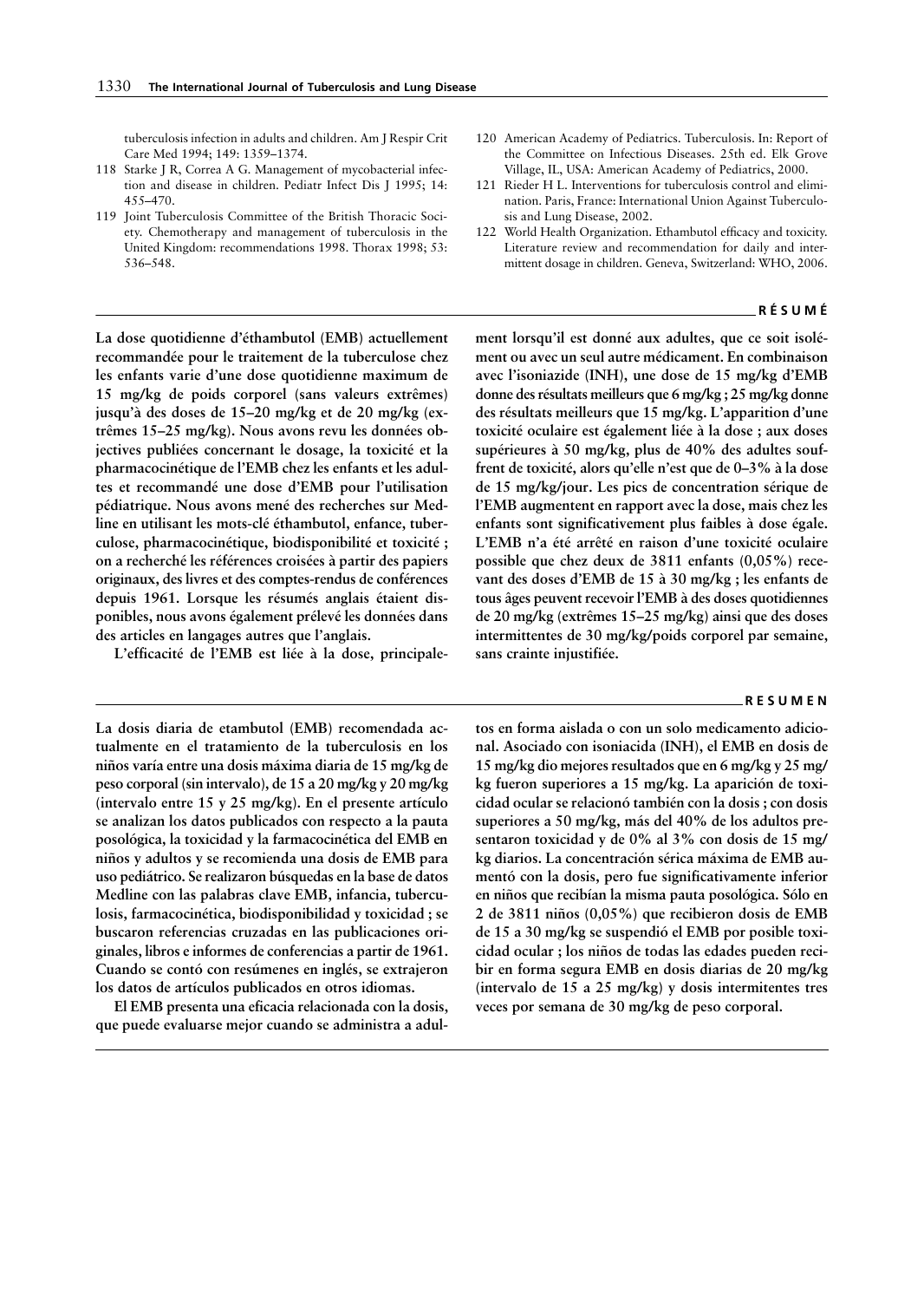tuberculosis infection in adults and children. Am J Respir Crit Care Med 1994; 149: 1359–1374.

118 Starke J R, Correa A G. Management of mycobacterial infection and disease in children. Pediatr Infect Dis J 1995; 14: 455–470.

119 Joint Tuberculosis Committee of the British Thoracic Society. Chemotherapy and management of tuberculosis in the United Kingdom: recommendations 1998. Thorax 1998; 53: 536–548.

120 American Academy of Pediatrics. Tuberculosis. In: Report of the Committee on Infectious Diseases. 25th ed. Elk Grove Village, IL, USA: American Academy of Pediatrics, 2000.

121 Rieder H L. Interventions for tuberculosis control and elimination. Paris, France: International Union Against Tuberculosis and Lung Disease, 2002.

122 World Health Organization. Ethambutol efficacy and toxicity. Literature review and recommendation for daily and intermittent dosage in children. Geneva, Switzerland: WHO, 2006.

## RÉSUMÉ

**La dose quotidienne d'éthambutol (EMB) actuellement recommandée pour le traitement de la tuberculose chez les enfants varie d'une dose quotidienne maximum de 15 mg/kg de poids corporel (sans valeurs extrêmes) jusqu'à des doses de 15–20 mg/kg et de 20 mg/kg (extrêmes 15–25 mg/kg). Nous avons revu les données objectives publiées concernant le dosage, la toxicité et la pharmacocinétique de l'EMB chez les enfants et les adultes et recommandé une dose d'EMB pour l'utilisation pédiatrique. Nous avons mené des recherches sur Medline en utilisant les mots-clé éthambutol, enfance, tuberculose, pharmacocinétique, biodisponibilité et toxicité ; on a recherché les références croisées à partir des papiers originaux, des livres et des comptes-rendus de conférences depuis 1961. Lorsque les résumés anglais étaient disponibles, nous avons également prélevé les données dans des articles en langages autres que l'anglais.**

**L'efficacité de l'EMB est liée à la dose, principalement lorsqu'il est donné aux adultes, que ce soit isolément ou avec un seul autre médicament. En combinaison avec l'isoniazide (INH), une dose de 15 mg/kg d'EMB donne des résultats meilleurs que 6 mg/kg ; 25 mg/kg donne des résultats meilleurs que 15 mg/kg. L'apparition d'une toxicité oculaire est également liée à la dose ; aux doses supérieures à 50 mg/kg, plus de 40% des adultes souffrent de toxicité, alors qu'elle n'est que de 0–3% à la dose de 15 mg/kg/jour. Les pics de concentration sérique de l'EMB augmentent en rapport avec la dose, mais chez les enfants sont significativement plus faibles à dose égale. L'EMB n'a été arrêté en raison d'une toxicité oculaire possible que chez deux de 3811 enfants (0,05%) recevant des doses d'EMB de 15 à 30 mg/kg ; les enfants de tous âges peuvent recevoir l'EMB à des doses quotidiennes de 20 mg/kg (extrêmes 15–25 mg/kg) ainsi que des doses intermittentes de 30 mg/kg/poids corporel par semaine, sans crainte injustifiée.**

## RESUMEN

**La dosis diaria de etambutol (EMB) recomendada actualmente en el tratamiento de la tuberculosis en los niños varía entre una dosis máxima diaria de 15 mg/kg de peso corporal (sin intervalo), de 15 a 20 mg/kg y 20 mg/kg (intervalo entre 15 y 25 mg/kg). En el presente artículo se analizan los datos publicados con respecto a la pauta posológica, la toxicidad y la farmacocinética del EMB en niños y adultos y se recomienda una dosis de EMB para uso pediátrico. Se realizaron búsquedas en la base de datos Medline con las palabras clave EMB, infancia, tuberculosis, farmacocinética, biodisponibilidad y toxicidad ; se buscaron referencias cruzadas en las publicaciones originales, libros e informes de conferencias a partir de 1961. Cuando se contó con resúmenes en inglés, se extrajeron los datos de artículos publicados en otros idiomas.**

**El EMB presenta una eficacia relacionada con la dosis, que puede evaluarse mejor cuando se administra a adultos en forma aislada o con un solo medicamento adicional. Asociado con isoniacida (INH), el EMB en dosis de 15 mg/kg dio mejores resultados que en 6 mg/kg y 25 mg/kg fueron superiores a 15 mg/kg. La aparición de toxicidad ocular se relacionó también con la dosis ; con dosis superiores a 50 mg/kg, más del 40% de los adultos presentaron toxicidad y de 0% al 3% con dosis de 15 mg/kg diarios. La concentración sérica máxima de EMB aumentó con la dosis, pero fue significativamente inferior en niños que recibían la misma pauta posológica. Sólo en 2 de 3811 niños (0,05%) que recibieron dosis de EMB de 15 a 30 mg/kg se suspendió el EMB por posible toxicidad ocular ; los niños de todas las edades pueden recibir en forma segura EMB en dosis diarias de 20 mg/kg (intervalo de 15 a 25 mg/kg) y dosis intermitentes tres veces por semana de 30 mg/kg de peso corporal.**